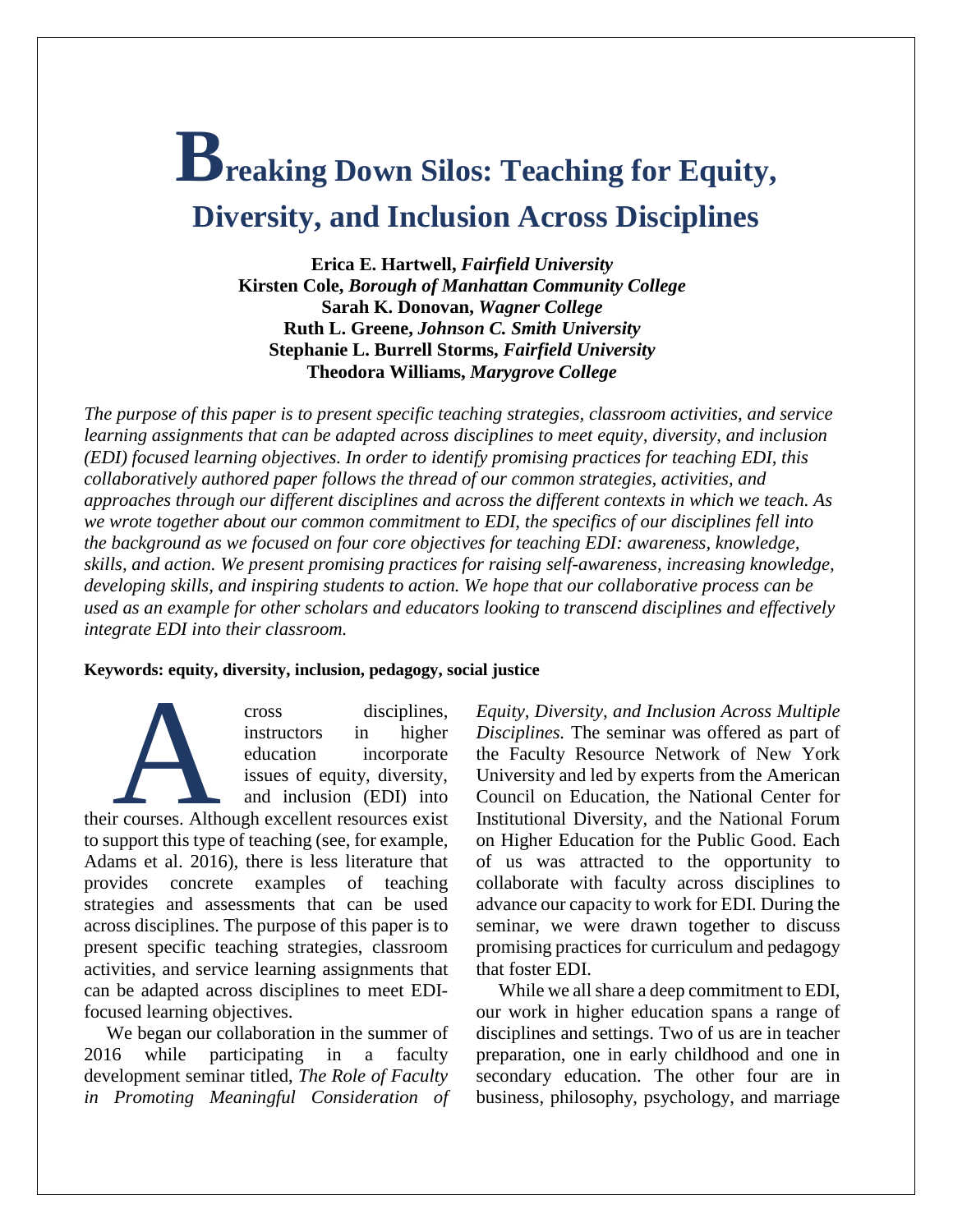# Breaking Down Silos: Teaching for Equity, Diversity, and Inclusion Across Disciplines

**Erica E. Hartwell,** ***Fairfield University***
**Kirsten Cole,** ***Borough of Manhattan Community College***
**Sarah K. Donovan,** ***Wagner College***
**Ruth L. Greene,** ***Johnson C. Smith University***
**Stephanie L. Burrell Storms,** ***Fairfield University***
**Theodora Williams,** ***Marygrove College***

*The purpose of this paper is to present specific teaching strategies, classroom activities, and service learning assignments that can be adapted across disciplines to meet equity, diversity, and inclusion (EDI) focused learning objectives. In order to identify promising practices for teaching EDI, this collaboratively authored paper follows the thread of our common strategies, activities, and approaches through our different disciplines and across the different contexts in which we teach. As we wrote together about our common commitment to EDI, the specifics of our disciplines fell into the background as we focused on four core objectives for teaching EDI: awareness, knowledge, skills, and action. We present promising practices for raising self-awareness, increasing knowledge, developing skills, and inspiring students to action. We hope that our collaborative process can be used as an example for other scholars and educators looking to transcend disciplines and effectively integrate EDI into their classroom.*

**Keywords: equity, diversity, inclusion, pedagogy, social justice**

Across disciplines, instructors in higher education incorporate issues of equity, diversity, and inclusion (EDI) into their courses. Although excellent resources exist to support this type of teaching (see, for example, Adams et al. 2016), there is less literature that provides concrete examples of teaching strategies and assessments that can be used across disciplines. The purpose of this paper is to present specific teaching strategies, classroom activities, and service learning assignments that can be adapted across disciplines to meet EDI-focused learning objectives.

We began our collaboration in the summer of 2016 while participating in a faculty development seminar titled, *The Role of Faculty in Promoting Meaningful Consideration of Equity, Diversity, and Inclusion Across Multiple Disciplines.* The seminar was offered as part of the Faculty Resource Network of New York University and led by experts from the American Council on Education, the National Center for Institutional Diversity, and the National Forum on Higher Education for the Public Good. Each of us was attracted to the opportunity to collaborate with faculty across disciplines to advance our capacity to work for EDI. During the seminar, we were drawn together to discuss promising practices for curriculum and pedagogy that foster EDI.

While we all share a deep commitment to EDI, our work in higher education spans a range of disciplines and settings. Two of us are in teacher preparation, one in early childhood and one in secondary education. The other four are in business, philosophy, psychology, and marriage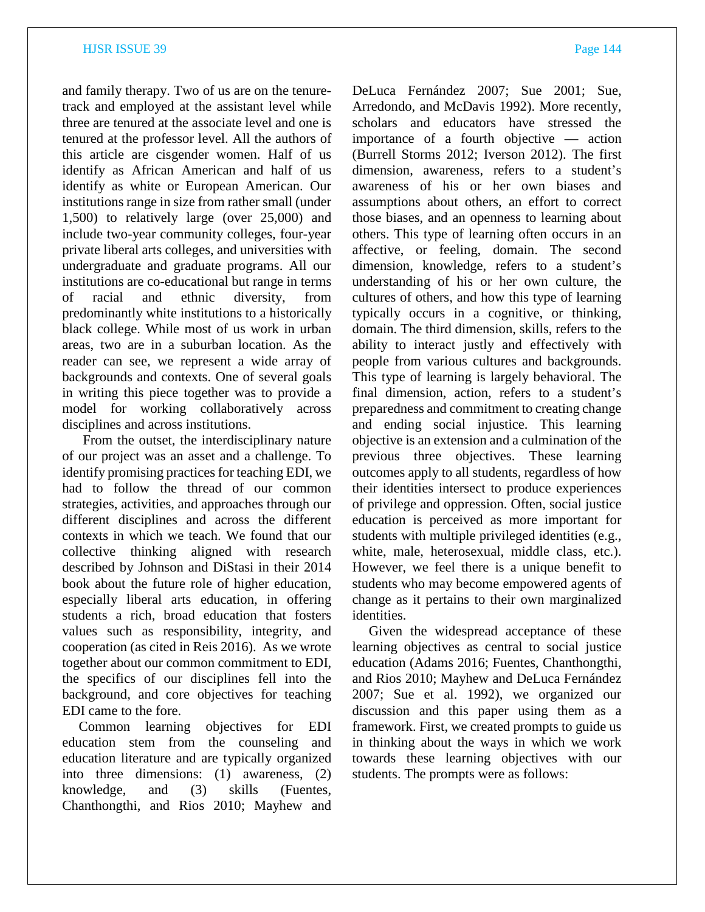and family therapy. Two of us are on the tenure-track and employed at the assistant level while three are tenured at the associate level and one is tenured at the professor level. All the authors of this article are cisgender women. Half of us identify as African American and half of us identify as white or European American. Our institutions range in size from rather small (under 1,500) to relatively large (over 25,000) and include two-year community colleges, four-year private liberal arts colleges, and universities with undergraduate and graduate programs. All our institutions are co-educational but range in terms of racial and ethnic diversity, from predominantly white institutions to a historically black college. While most of us work in urban areas, two are in a suburban location. As the reader can see, we represent a wide array of backgrounds and contexts. One of several goals in writing this piece together was to provide a model for working collaboratively across disciplines and across institutions.

From the outset, the interdisciplinary nature of our project was an asset and a challenge. To identify promising practices for teaching EDI, we had to follow the thread of our common strategies, activities, and approaches through our different disciplines and across the different contexts in which we teach. We found that our collective thinking aligned with research described by Johnson and DiStasi in their 2014 book about the future role of higher education, especially liberal arts education, in offering students a rich, broad education that fosters values such as responsibility, integrity, and cooperation (as cited in Reis 2016). As we wrote together about our common commitment to EDI, the specifics of our disciplines fell into the background, and core objectives for teaching EDI came to the fore.

Common learning objectives for EDI education stem from the counseling and education literature and are typically organized into three dimensions: (1) awareness, (2) knowledge, and (3) skills (Fuentes, Chanthongthi, and Rios 2010; Mayhew and DeLuca Fernández 2007; Sue 2001; Sue, Arredondo, and McDavis 1992). More recently, scholars and educators have stressed the importance of a fourth objective — action (Burrell Storms 2012; Iverson 2012). The first dimension, awareness, refers to a student's awareness of his or her own biases and assumptions about others, an effort to correct those biases, and an openness to learning about others. This type of learning often occurs in an affective, or feeling, domain. The second dimension, knowledge, refers to a student's understanding of his or her own culture, the cultures of others, and how this type of learning typically occurs in a cognitive, or thinking, domain. The third dimension, skills, refers to the ability to interact justly and effectively with people from various cultures and backgrounds. This type of learning is largely behavioral. The final dimension, action, refers to a student's preparedness and commitment to creating change and ending social injustice. This learning objective is an extension and a culmination of the previous three objectives. These learning outcomes apply to all students, regardless of how their identities intersect to produce experiences of privilege and oppression. Often, social justice education is perceived as more important for students with multiple privileged identities (e.g., white, male, heterosexual, middle class, etc.). However, we feel there is a unique benefit to students who may become empowered agents of change as it pertains to their own marginalized identities.

Given the widespread acceptance of these learning objectives as central to social justice education (Adams 2016; Fuentes, Chanthongthi, and Rios 2010; Mayhew and DeLuca Fernández 2007; Sue et al. 1992), we organized our discussion and this paper using them as a framework. First, we created prompts to guide us in thinking about the ways in which we work towards these learning objectives with our students. The prompts were as follows: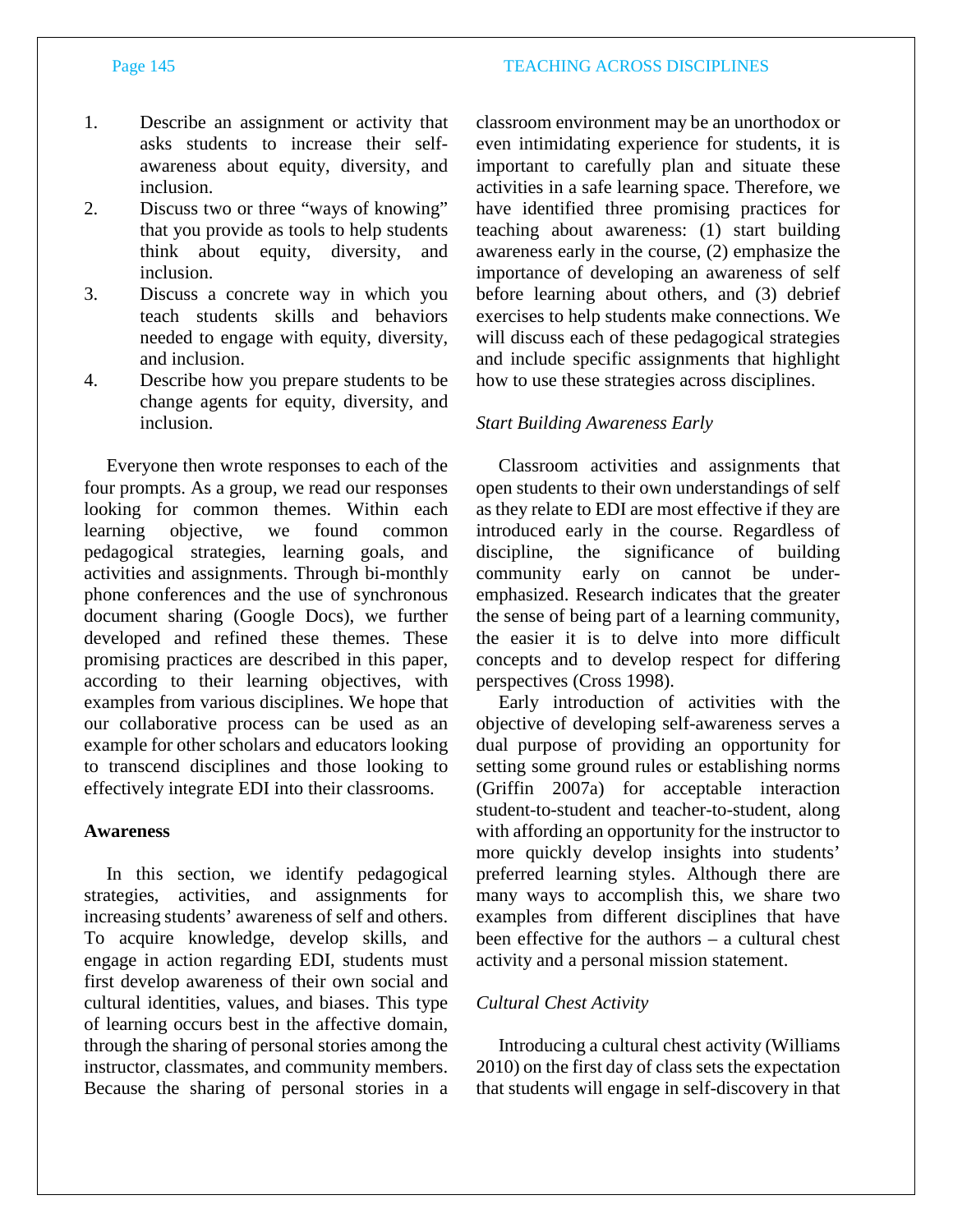1. Describe an assignment or activity that asks students to increase their self-awareness about equity, diversity, and inclusion.
2. Discuss two or three "ways of knowing" that you provide as tools to help students think about equity, diversity, and inclusion.
3. Discuss a concrete way in which you teach students skills and behaviors needed to engage with equity, diversity, and inclusion.
4. Describe how you prepare students to be change agents for equity, diversity, and inclusion.

Everyone then wrote responses to each of the four prompts. As a group, we read our responses looking for common themes. Within each learning objective, we found common pedagogical strategies, learning goals, and activities and assignments. Through bi-monthly phone conferences and the use of synchronous document sharing (Google Docs), we further developed and refined these themes. These promising practices are described in this paper, according to their learning objectives, with examples from various disciplines. We hope that our collaborative process can be used as an example for other scholars and educators looking to transcend disciplines and those looking to effectively integrate EDI into their classrooms.

## Awareness

In this section, we identify pedagogical strategies, activities, and assignments for increasing students' awareness of self and others. To acquire knowledge, develop skills, and engage in action regarding EDI, students must first develop awareness of their own social and cultural identities, values, and biases. This type of learning occurs best in the affective domain, through the sharing of personal stories among the instructor, classmates, and community members. Because the sharing of personal stories in a classroom environment may be an unorthodox or even intimidating experience for students, it is important to carefully plan and situate these activities in a safe learning space. Therefore, we have identified three promising practices for teaching about awareness: (1) start building awareness early in the course, (2) emphasize the importance of developing an awareness of self before learning about others, and (3) debrief exercises to help students make connections. We will discuss each of these pedagogical strategies and include specific assignments that highlight how to use these strategies across disciplines.

### *Start Building Awareness Early*

Classroom activities and assignments that open students to their own understandings of self as they relate to EDI are most effective if they are introduced early in the course. Regardless of discipline, the significance of building community early on cannot be under-emphasized. Research indicates that the greater the sense of being part of a learning community, the easier it is to delve into more difficult concepts and to develop respect for differing perspectives (Cross 1998).

Early introduction of activities with the objective of developing self-awareness serves a dual purpose of providing an opportunity for setting some ground rules or establishing norms (Griffin 2007a) for acceptable interaction student-to-student and teacher-to-student, along with affording an opportunity for the instructor to more quickly develop insights into students' preferred learning styles. Although there are many ways to accomplish this, we share two examples from different disciplines that have been effective for the authors – a cultural chest activity and a personal mission statement.

### *Cultural Chest Activity*

Introducing a cultural chest activity (Williams 2010) on the first day of class sets the expectation that students will engage in self-discovery in that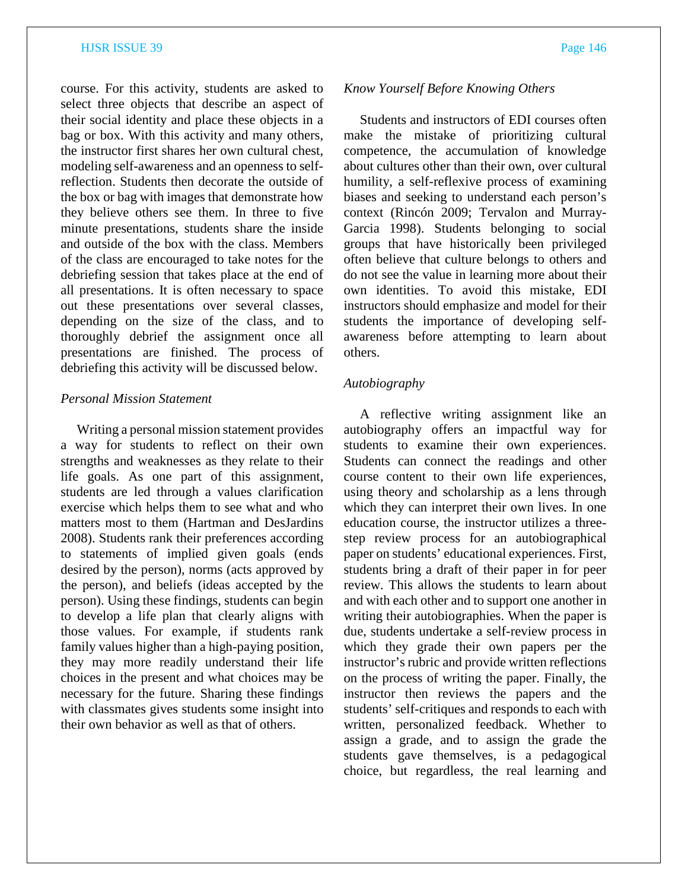course. For this activity, students are asked to select three objects that describe an aspect of their social identity and place these objects in a bag or box. With this activity and many others, the instructor first shares her own cultural chest, modeling self-awareness and an openness to self-reflection. Students then decorate the outside of the box or bag with images that demonstrate how they believe others see them. In three to five minute presentations, students share the inside and outside of the box with the class. Members of the class are encouraged to take notes for the debriefing session that takes place at the end of all presentations. It is often necessary to space out these presentations over several classes, depending on the size of the class, and to thoroughly debrief the assignment once all presentations are finished. The process of debriefing this activity will be discussed below.

*Personal Mission Statement*

Writing a personal mission statement provides a way for students to reflect on their own strengths and weaknesses as they relate to their life goals. As one part of this assignment, students are led through a values clarification exercise which helps them to see what and who matters most to them (Hartman and DesJardins 2008). Students rank their preferences according to statements of implied given goals (ends desired by the person), norms (acts approved by the person), and beliefs (ideas accepted by the person). Using these findings, students can begin to develop a life plan that clearly aligns with those values. For example, if students rank family values higher than a high-paying position, they may more readily understand their life choices in the present and what choices may be necessary for the future. Sharing these findings with classmates gives students some insight into their own behavior as well as that of others.

*Know Yourself Before Knowing Others*

Students and instructors of EDI courses often make the mistake of prioritizing cultural competence, the accumulation of knowledge about cultures other than their own, over cultural humility, a self-reflexive process of examining biases and seeking to understand each person's context (Rincón 2009; Tervalon and Murray-Garcia 1998). Students belonging to social groups that have historically been privileged often believe that culture belongs to others and do not see the value in learning more about their own identities. To avoid this mistake, EDI instructors should emphasize and model for their students the importance of developing self-awareness before attempting to learn about others.

*Autobiography*

A reflective writing assignment like an autobiography offers an impactful way for students to examine their own experiences. Students can connect the readings and other course content to their own life experiences, using theory and scholarship as a lens through which they can interpret their own lives. In one education course, the instructor utilizes a three-step review process for an autobiographical paper on students' educational experiences. First, students bring a draft of their paper in for peer review. This allows the students to learn about and with each other and to support one another in writing their autobiographies. When the paper is due, students undertake a self-review process in which they grade their own papers per the instructor's rubric and provide written reflections on the process of writing the paper. Finally, the instructor then reviews the papers and the students' self-critiques and responds to each with written, personalized feedback. Whether to assign a grade, and to assign the grade the students gave themselves, is a pedagogical choice, but regardless, the real learning and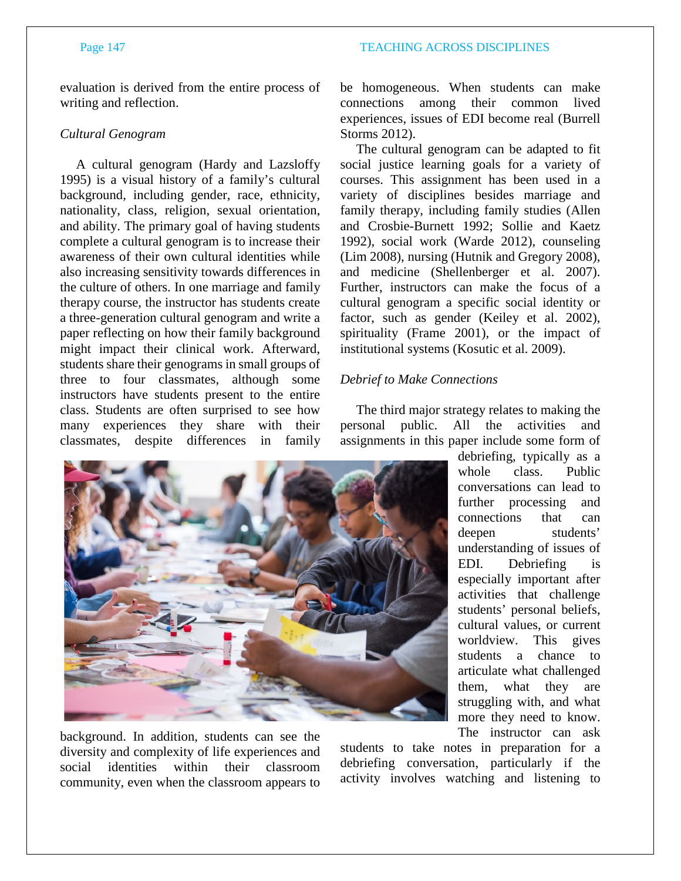evaluation is derived from the entire process of writing and reflection.

*Cultural Genogram*

A cultural genogram (Hardy and Lazsloffy 1995) is a visual history of a family's cultural background, including gender, race, ethnicity, nationality, class, religion, sexual orientation, and ability. The primary goal of having students complete a cultural genogram is to increase their awareness of their own cultural identities while also increasing sensitivity towards differences in the culture of others. In one marriage and family therapy course, the instructor has students create a three-generation cultural genogram and write a paper reflecting on how their family background might impact their clinical work. Afterward, students share their genograms in small groups of three to four classmates, although some instructors have students present to the entire class. Students are often surprised to see how many experiences they share with their classmates, despite differences in family background. In addition, students can see the diversity and complexity of life experiences and social identities within their classroom community, even when the classroom appears to be homogeneous. When students can make connections among their common lived experiences, issues of EDI become real (Burrell Storms 2012).

The cultural genogram can be adapted to fit social justice learning goals for a variety of courses. This assignment has been used in a variety of disciplines besides marriage and family therapy, including family studies (Allen and Crosbie-Burnett 1992; Sollie and Kaetz 1992), social work (Warde 2012), counseling (Lim 2008), nursing (Hutnik and Gregory 2008), and medicine (Shellenberger et al. 2007). Further, instructors can make the focus of a cultural genogram a specific social identity or factor, such as gender (Keiley et al. 2002), spirituality (Frame 2001), or the impact of institutional systems (Kosutic et al. 2009).

*Debrief to Make Connections*

The third major strategy relates to making the personal public. All the activities and assignments in this paper include some form of debriefing, typically as a whole class. Public conversations can lead to further processing and connections that can deepen students' understanding of issues of EDI. Debriefing is especially important after activities that challenge students' personal beliefs, cultural values, or current worldview. This gives students a chance to articulate what challenged them, what they are struggling with, and what more they need to know. The instructor can ask students to take notes in preparation for a debriefing conversation, particularly if the activity involves watching and listening to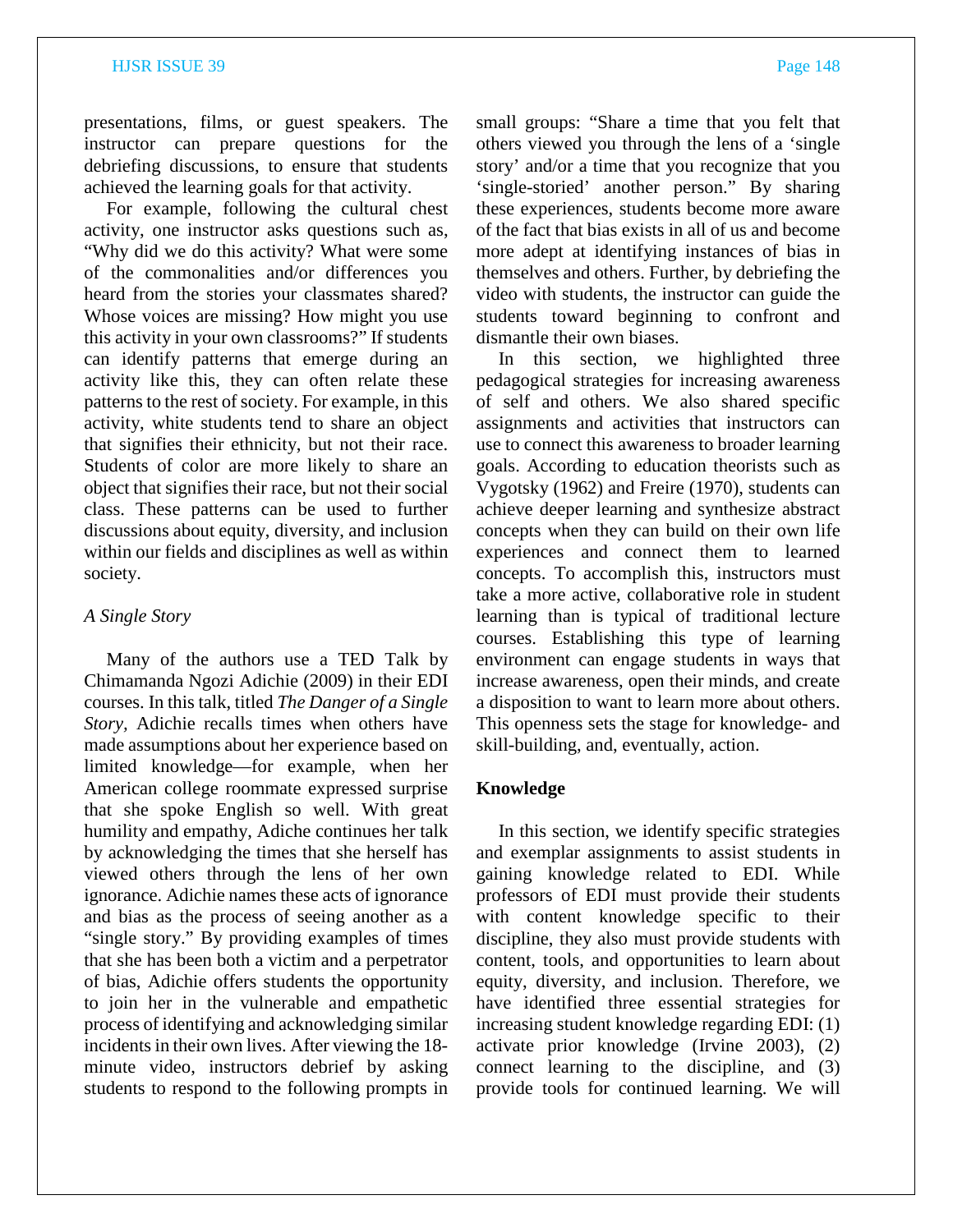presentations, films, or guest speakers. The instructor can prepare questions for the debriefing discussions, to ensure that students achieved the learning goals for that activity.

For example, following the cultural chest activity, one instructor asks questions such as, "Why did we do this activity? What were some of the commonalities and/or differences you heard from the stories your classmates shared? Whose voices are missing? How might you use this activity in your own classrooms?" If students can identify patterns that emerge during an activity like this, they can often relate these patterns to the rest of society. For example, in this activity, white students tend to share an object that signifies their ethnicity, but not their race. Students of color are more likely to share an object that signifies their race, but not their social class. These patterns can be used to further discussions about equity, diversity, and inclusion within our fields and disciplines as well as within society.

### *A Single Story*

Many of the authors use a TED Talk by Chimamanda Ngozi Adichie (2009) in their EDI courses. In this talk, titled *The Danger of a Single Story,* Adichie recalls times when others have made assumptions about her experience based on limited knowledge—for example, when her American college roommate expressed surprise that she spoke English so well. With great humility and empathy, Adiche continues her talk by acknowledging the times that she herself has viewed others through the lens of her own ignorance. Adichie names these acts of ignorance and bias as the process of seeing another as a "single story." By providing examples of times that she has been both a victim and a perpetrator of bias, Adichie offers students the opportunity to join her in the vulnerable and empathetic process of identifying and acknowledging similar incidents in their own lives. After viewing the 18-minute video, instructors debrief by asking students to respond to the following prompts in small groups: "Share a time that you felt that others viewed you through the lens of a 'single story' and/or a time that you recognize that you 'single-storied' another person." By sharing these experiences, students become more aware of the fact that bias exists in all of us and become more adept at identifying instances of bias in themselves and others. Further, by debriefing the video with students, the instructor can guide the students toward beginning to confront and dismantle their own biases.

In this section, we highlighted three pedagogical strategies for increasing awareness of self and others. We also shared specific assignments and activities that instructors can use to connect this awareness to broader learning goals. According to education theorists such as Vygotsky (1962) and Freire (1970), students can achieve deeper learning and synthesize abstract concepts when they can build on their own life experiences and connect them to learned concepts. To accomplish this, instructors must take a more active, collaborative role in student learning than is typical of traditional lecture courses. Establishing this type of learning environment can engage students in ways that increase awareness, open their minds, and create a disposition to want to learn more about others. This openness sets the stage for knowledge- and skill-building, and, eventually, action.

## **Knowledge**

In this section, we identify specific strategies and exemplar assignments to assist students in gaining knowledge related to EDI. While professors of EDI must provide their students with content knowledge specific to their discipline, they also must provide students with content, tools, and opportunities to learn about equity, diversity, and inclusion. Therefore, we have identified three essential strategies for increasing student knowledge regarding EDI: (1) activate prior knowledge (Irvine 2003), (2) connect learning to the discipline, and (3) provide tools for continued learning. We will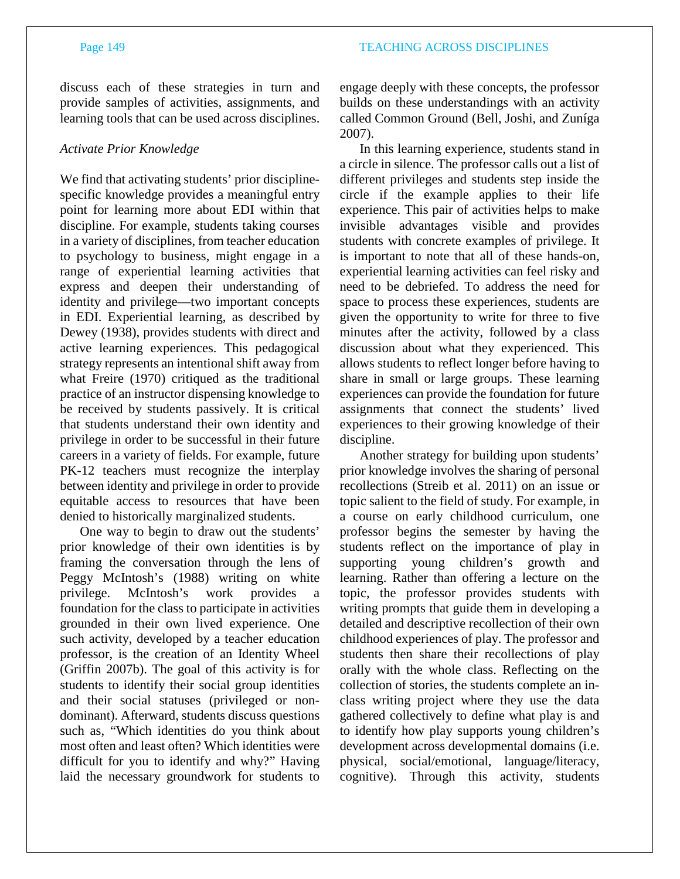discuss each of these strategies in turn and provide samples of activities, assignments, and learning tools that can be used across disciplines.

*Activate Prior Knowledge*

We find that activating students' prior discipline-specific knowledge provides a meaningful entry point for learning more about EDI within that discipline. For example, students taking courses in a variety of disciplines, from teacher education to psychology to business, might engage in a range of experiential learning activities that express and deepen their understanding of identity and privilege—two important concepts in EDI. Experiential learning, as described by Dewey (1938), provides students with direct and active learning experiences. This pedagogical strategy represents an intentional shift away from what Freire (1970) critiqued as the traditional practice of an instructor dispensing knowledge to be received by students passively. It is critical that students understand their own identity and privilege in order to be successful in their future careers in a variety of fields. For example, future PK-12 teachers must recognize the interplay between identity and privilege in order to provide equitable access to resources that have been denied to historically marginalized students.

One way to begin to draw out the students' prior knowledge of their own identities is by framing the conversation through the lens of Peggy McIntosh's (1988) writing on white privilege. McIntosh's work provides a foundation for the class to participate in activities grounded in their own lived experience. One such activity, developed by a teacher education professor, is the creation of an Identity Wheel (Griffin 2007b). The goal of this activity is for students to identify their social group identities and their social statuses (privileged or non-dominant). Afterward, students discuss questions such as, "Which identities do you think about most often and least often? Which identities were difficult for you to identify and why?" Having laid the necessary groundwork for students to engage deeply with these concepts, the professor builds on these understandings with an activity called Common Ground (Bell, Joshi, and Zuníga 2007).

In this learning experience, students stand in a circle in silence. The professor calls out a list of different privileges and students step inside the circle if the example applies to their life experience. This pair of activities helps to make invisible advantages visible and provides students with concrete examples of privilege. It is important to note that all of these hands-on, experiential learning activities can feel risky and need to be debriefed. To address the need for space to process these experiences, students are given the opportunity to write for three to five minutes after the activity, followed by a class discussion about what they experienced. This allows students to reflect longer before having to share in small or large groups. These learning experiences can provide the foundation for future assignments that connect the students' lived experiences to their growing knowledge of their discipline.

Another strategy for building upon students' prior knowledge involves the sharing of personal recollections (Streib et al. 2011) on an issue or topic salient to the field of study. For example, in a course on early childhood curriculum, one professor begins the semester by having the students reflect on the importance of play in supporting young children's growth and learning. Rather than offering a lecture on the topic, the professor provides students with writing prompts that guide them in developing a detailed and descriptive recollection of their own childhood experiences of play. The professor and students then share their recollections of play orally with the whole class. Reflecting on the collection of stories, the students complete an in-class writing project where they use the data gathered collectively to define what play is and to identify how play supports young children's development across developmental domains (i.e. physical, social/emotional, language/literacy, cognitive). Through this activity, students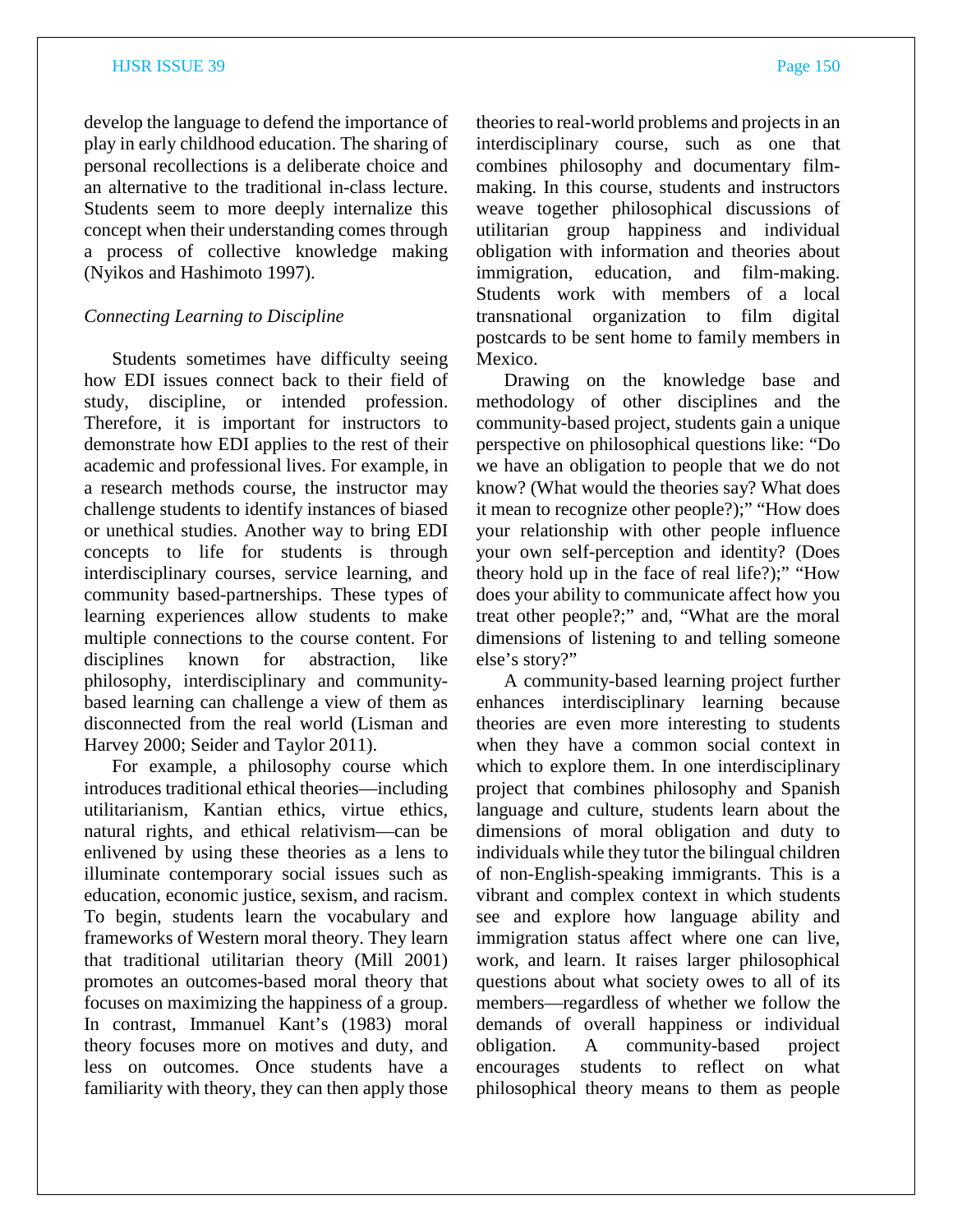develop the language to defend the importance of play in early childhood education. The sharing of personal recollections is a deliberate choice and an alternative to the traditional in-class lecture. Students seem to more deeply internalize this concept when their understanding comes through a process of collective knowledge making (Nyikos and Hashimoto 1997).

*Connecting Learning to Discipline*

Students sometimes have difficulty seeing how EDI issues connect back to their field of study, discipline, or intended profession. Therefore, it is important for instructors to demonstrate how EDI applies to the rest of their academic and professional lives. For example, in a research methods course, the instructor may challenge students to identify instances of biased or unethical studies. Another way to bring EDI concepts to life for students is through interdisciplinary courses, service learning, and community based-partnerships. These types of learning experiences allow students to make multiple connections to the course content. For disciplines known for abstraction, like philosophy, interdisciplinary and community-based learning can challenge a view of them as disconnected from the real world (Lisman and Harvey 2000; Seider and Taylor 2011).

For example, a philosophy course which introduces traditional ethical theories—including utilitarianism, Kantian ethics, virtue ethics, natural rights, and ethical relativism—can be enlivened by using these theories as a lens to illuminate contemporary social issues such as education, economic justice, sexism, and racism. To begin, students learn the vocabulary and frameworks of Western moral theory. They learn that traditional utilitarian theory (Mill 2001) promotes an outcomes-based moral theory that focuses on maximizing the happiness of a group. In contrast, Immanuel Kant's (1983) moral theory focuses more on motives and duty, and less on outcomes. Once students have a familiarity with theory, they can then apply those theories to real-world problems and projects in an interdisciplinary course, such as one that combines philosophy and documentary film-making. In this course, students and instructors weave together philosophical discussions of utilitarian group happiness and individual obligation with information and theories about immigration, education, and film-making. Students work with members of a local transnational organization to film digital postcards to be sent home to family members in Mexico.

Drawing on the knowledge base and methodology of other disciplines and the community-based project, students gain a unique perspective on philosophical questions like: "Do we have an obligation to people that we do not know? (What would the theories say? What does it mean to recognize other people?);" "How does your relationship with other people influence your own self-perception and identity? (Does theory hold up in the face of real life?);" "How does your ability to communicate affect how you treat other people?;" and, "What are the moral dimensions of listening to and telling someone else's story?"

A community-based learning project further enhances interdisciplinary learning because theories are even more interesting to students when they have a common social context in which to explore them. In one interdisciplinary project that combines philosophy and Spanish language and culture, students learn about the dimensions of moral obligation and duty to individuals while they tutor the bilingual children of non-English-speaking immigrants. This is a vibrant and complex context in which students see and explore how language ability and immigration status affect where one can live, work, and learn. It raises larger philosophical questions about what society owes to all of its members—regardless of whether we follow the demands of overall happiness or individual obligation. A community-based project encourages students to reflect on what philosophical theory means to them as people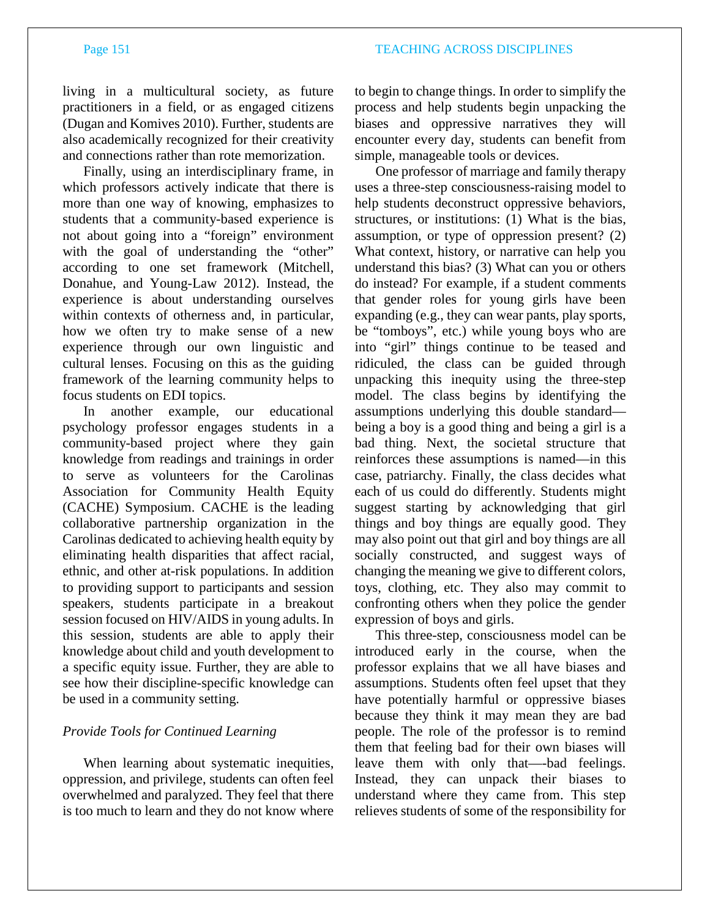living in a multicultural society, as future practitioners in a field, or as engaged citizens (Dugan and Komives 2010). Further, students are also academically recognized for their creativity and connections rather than rote memorization.

Finally, using an interdisciplinary frame, in which professors actively indicate that there is more than one way of knowing, emphasizes to students that a community-based experience is not about going into a "foreign" environment with the goal of understanding the "other" according to one set framework (Mitchell, Donahue, and Young-Law 2012). Instead, the experience is about understanding ourselves within contexts of otherness and, in particular, how we often try to make sense of a new experience through our own linguistic and cultural lenses. Focusing on this as the guiding framework of the learning community helps to focus students on EDI topics.

In another example, our educational psychology professor engages students in a community-based project where they gain knowledge from readings and trainings in order to serve as volunteers for the Carolinas Association for Community Health Equity (CACHE) Symposium. CACHE is the leading collaborative partnership organization in the Carolinas dedicated to achieving health equity by eliminating health disparities that affect racial, ethnic, and other at-risk populations. In addition to providing support to participants and session speakers, students participate in a breakout session focused on HIV/AIDS in young adults. In this session, students are able to apply their knowledge about child and youth development to a specific equity issue. Further, they are able to see how their discipline-specific knowledge can be used in a community setting.

### *Provide Tools for Continued Learning*

When learning about systematic inequities, oppression, and privilege, students can often feel overwhelmed and paralyzed. They feel that there is too much to learn and they do not know where to begin to change things. In order to simplify the process and help students begin unpacking the biases and oppressive narratives they will encounter every day, students can benefit from simple, manageable tools or devices.

One professor of marriage and family therapy uses a three-step consciousness-raising model to help students deconstruct oppressive behaviors, structures, or institutions: (1) What is the bias, assumption, or type of oppression present? (2) What context, history, or narrative can help you understand this bias? (3) What can you or others do instead? For example, if a student comments that gender roles for young girls have been expanding (e.g., they can wear pants, play sports, be "tomboys", etc.) while young boys who are into "girl" things continue to be teased and ridiculed, the class can be guided through unpacking this inequity using the three-step model. The class begins by identifying the assumptions underlying this double standard—being a boy is a good thing and being a girl is a bad thing. Next, the societal structure that reinforces these assumptions is named—in this case, patriarchy. Finally, the class decides what each of us could do differently. Students might suggest starting by acknowledging that girl things and boy things are equally good. They may also point out that girl and boy things are all socially constructed, and suggest ways of changing the meaning we give to different colors, toys, clothing, etc. They also may commit to confronting others when they police the gender expression of boys and girls.

This three-step, consciousness model can be introduced early in the course, when the professor explains that we all have biases and assumptions. Students often feel upset that they have potentially harmful or oppressive biases because they think it may mean they are bad people. The role of the professor is to remind them that feeling bad for their own biases will leave them with only that—-bad feelings. Instead, they can unpack their biases to understand where they came from. This step relieves students of some of the responsibility for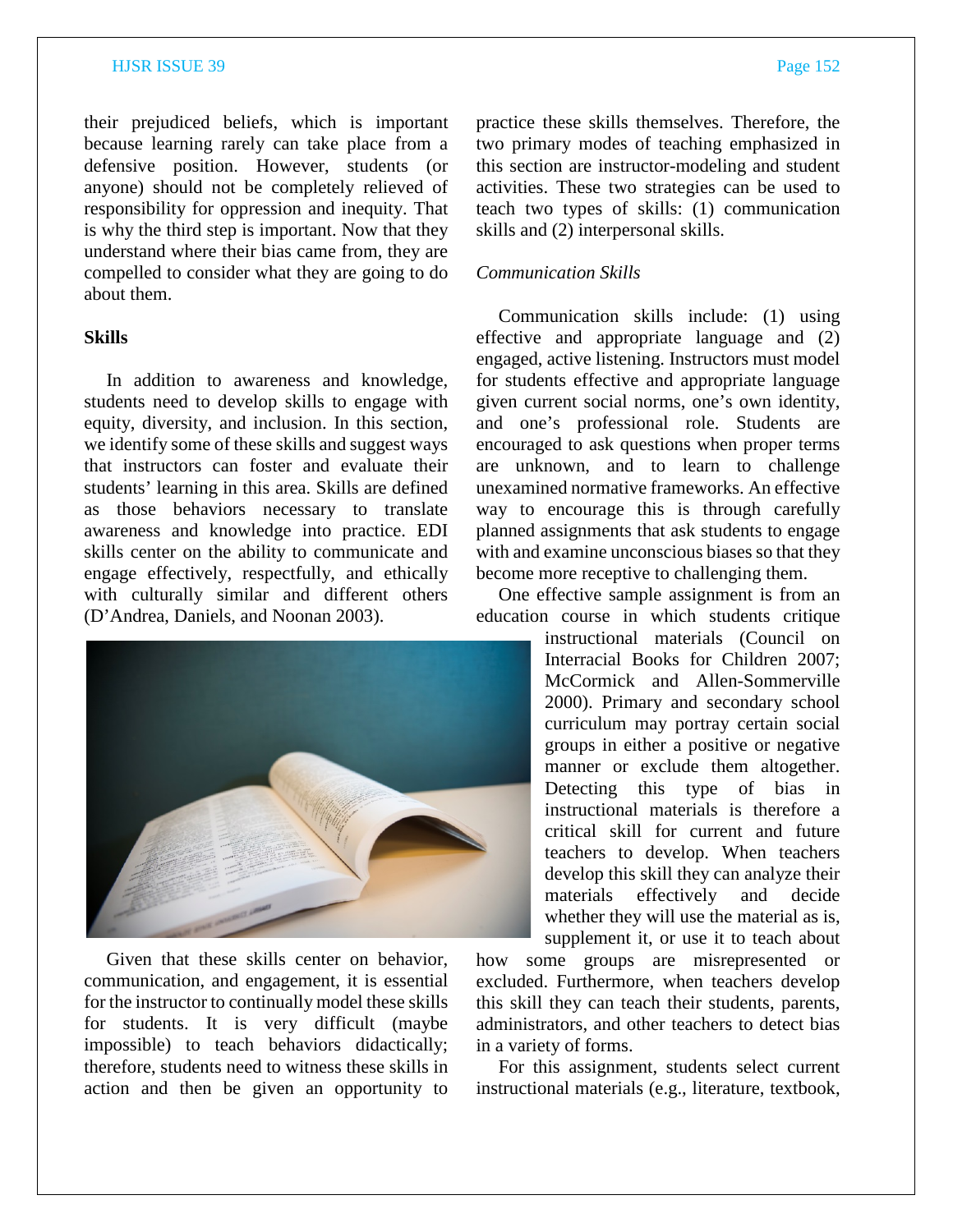their prejudiced beliefs, which is important because learning rarely can take place from a defensive position. However, students (or anyone) should not be completely relieved of responsibility for oppression and inequity. That is why the third step is important. Now that they understand where their bias came from, they are compelled to consider what they are going to do about them.

**Skills**

In addition to awareness and knowledge, students need to develop skills to engage with equity, diversity, and inclusion. In this section, we identify some of these skills and suggest ways that instructors can foster and evaluate their students' learning in this area. Skills are defined as those behaviors necessary to translate awareness and knowledge into practice. EDI skills center on the ability to communicate and engage effectively, respectfully, and ethically with culturally similar and different others (D'Andrea, Daniels, and Noonan 2003).

Given that these skills center on behavior, communication, and engagement, it is essential for the instructor to continually model these skills for students. It is very difficult (maybe impossible) to teach behaviors didactically; therefore, students need to witness these skills in action and then be given an opportunity to practice these skills themselves. Therefore, the two primary modes of teaching emphasized in this section are instructor-modeling and student activities. These two strategies can be used to teach two types of skills: (1) communication skills and (2) interpersonal skills.

*Communication Skills*

Communication skills include: (1) using effective and appropriate language and (2) engaged, active listening. Instructors must model for students effective and appropriate language given current social norms, one's own identity, and one's professional role. Students are encouraged to ask questions when proper terms are unknown, and to learn to challenge unexamined normative frameworks. An effective way to encourage this is through carefully planned assignments that ask students to engage with and examine unconscious biases so that they become more receptive to challenging them.

One effective sample assignment is from an education course in which students critique instructional materials (Council on Interracial Books for Children 2007; McCormick and Allen-Sommerville 2000). Primary and secondary school curriculum may portray certain social groups in either a positive or negative manner or exclude them altogether. Detecting this type of bias in instructional materials is therefore a critical skill for current and future teachers to develop. When teachers develop this skill they can analyze their materials effectively and decide whether they will use the material as is, supplement it, or use it to teach about how some groups are misrepresented or excluded. Furthermore, when teachers develop this skill they can teach their students, parents, administrators, and other teachers to detect bias in a variety of forms.

For this assignment, students select current instructional materials (e.g., literature, textbook,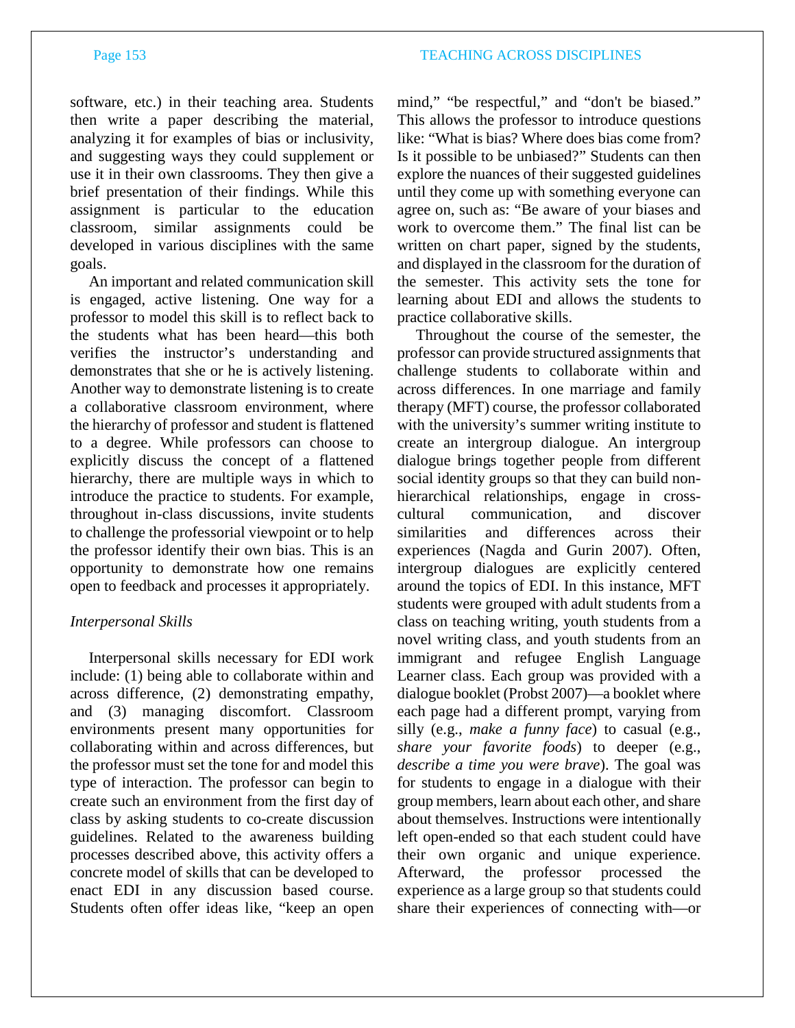software, etc.) in their teaching area. Students then write a paper describing the material, analyzing it for examples of bias or inclusivity, and suggesting ways they could supplement or use it in their own classrooms. They then give a brief presentation of their findings. While this assignment is particular to the education classroom, similar assignments could be developed in various disciplines with the same goals.

An important and related communication skill is engaged, active listening. One way for a professor to model this skill is to reflect back to the students what has been heard—this both verifies the instructor's understanding and demonstrates that she or he is actively listening. Another way to demonstrate listening is to create a collaborative classroom environment, where the hierarchy of professor and student is flattened to a degree. While professors can choose to explicitly discuss the concept of a flattened hierarchy, there are multiple ways in which to introduce the practice to students. For example, throughout in-class discussions, invite students to challenge the professorial viewpoint or to help the professor identify their own bias. This is an opportunity to demonstrate how one remains open to feedback and processes it appropriately.

*Interpersonal Skills*

Interpersonal skills necessary for EDI work include: (1) being able to collaborate within and across difference, (2) demonstrating empathy, and (3) managing discomfort. Classroom environments present many opportunities for collaborating within and across differences, but the professor must set the tone for and model this type of interaction. The professor can begin to create such an environment from the first day of class by asking students to co-create discussion guidelines. Related to the awareness building processes described above, this activity offers a concrete model of skills that can be developed to enact EDI in any discussion based course. Students often offer ideas like, "keep an open mind," "be respectful," and "don't be biased." This allows the professor to introduce questions like: "What is bias? Where does bias come from? Is it possible to be unbiased?" Students can then explore the nuances of their suggested guidelines until they come up with something everyone can agree on, such as: "Be aware of your biases and work to overcome them." The final list can be written on chart paper, signed by the students, and displayed in the classroom for the duration of the semester. This activity sets the tone for learning about EDI and allows the students to practice collaborative skills.

Throughout the course of the semester, the professor can provide structured assignments that challenge students to collaborate within and across differences. In one marriage and family therapy (MFT) course, the professor collaborated with the university's summer writing institute to create an intergroup dialogue. An intergroup dialogue brings together people from different social identity groups so that they can build non-hierarchical relationships, engage in cross-cultural communication, and discover similarities and differences across their experiences (Nagda and Gurin 2007). Often, intergroup dialogues are explicitly centered around the topics of EDI. In this instance, MFT students were grouped with adult students from a class on teaching writing, youth students from a novel writing class, and youth students from an immigrant and refugee English Language Learner class. Each group was provided with a dialogue booklet (Probst 2007)—a booklet where each page had a different prompt, varying from silly (e.g., *make a funny face*) to casual (e.g., *share your favorite foods*) to deeper (e.g., *describe a time you were brave*). The goal was for students to engage in a dialogue with their group members, learn about each other, and share about themselves. Instructions were intentionally left open-ended so that each student could have their own organic and unique experience. Afterward, the professor processed the experience as a large group so that students could share their experiences of connecting with—or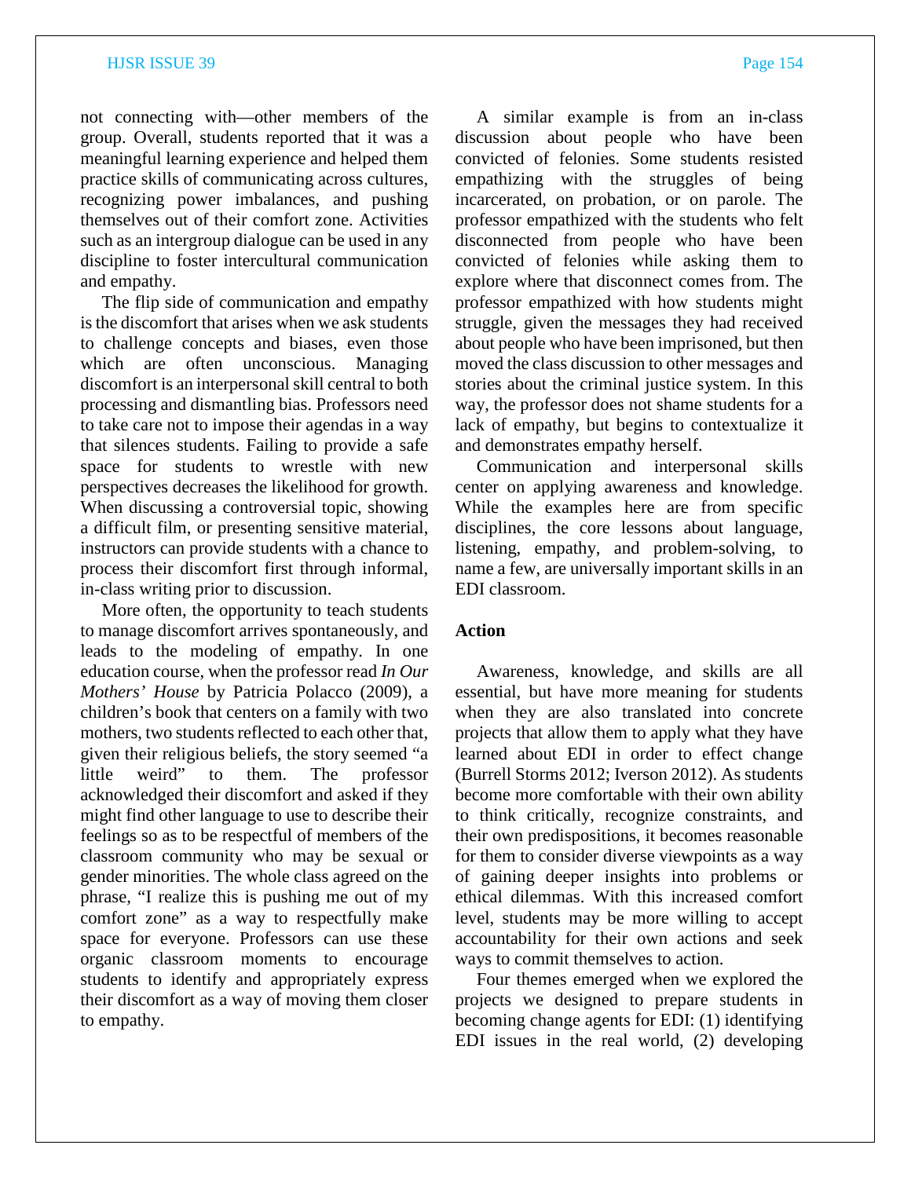not connecting with—other members of the group. Overall, students reported that it was a meaningful learning experience and helped them practice skills of communicating across cultures, recognizing power imbalances, and pushing themselves out of their comfort zone. Activities such as an intergroup dialogue can be used in any discipline to foster intercultural communication and empathy.

The flip side of communication and empathy is the discomfort that arises when we ask students to challenge concepts and biases, even those which are often unconscious. Managing discomfort is an interpersonal skill central to both processing and dismantling bias. Professors need to take care not to impose their agendas in a way that silences students. Failing to provide a safe space for students to wrestle with new perspectives decreases the likelihood for growth. When discussing a controversial topic, showing a difficult film, or presenting sensitive material, instructors can provide students with a chance to process their discomfort first through informal, in-class writing prior to discussion.

More often, the opportunity to teach students to manage discomfort arrives spontaneously, and leads to the modeling of empathy. In one education course, when the professor read *In Our Mothers' House* by Patricia Polacco (2009), a children's book that centers on a family with two mothers, two students reflected to each other that, given their religious beliefs, the story seemed "a little weird" to them. The professor acknowledged their discomfort and asked if they might find other language to use to describe their feelings so as to be respectful of members of the classroom community who may be sexual or gender minorities. The whole class agreed on the phrase, "I realize this is pushing me out of my comfort zone" as a way to respectfully make space for everyone. Professors can use these organic classroom moments to encourage students to identify and appropriately express their discomfort as a way of moving them closer to empathy.

A similar example is from an in-class discussion about people who have been convicted of felonies. Some students resisted empathizing with the struggles of being incarcerated, on probation, or on parole. The professor empathized with the students who felt disconnected from people who have been convicted of felonies while asking them to explore where that disconnect comes from. The professor empathized with how students might struggle, given the messages they had received about people who have been imprisoned, but then moved the class discussion to other messages and stories about the criminal justice system. In this way, the professor does not shame students for a lack of empathy, but begins to contextualize it and demonstrates empathy herself.

Communication and interpersonal skills center on applying awareness and knowledge. While the examples here are from specific disciplines, the core lessons about language, listening, empathy, and problem-solving, to name a few, are universally important skills in an EDI classroom.

**Action**

Awareness, knowledge, and skills are all essential, but have more meaning for students when they are also translated into concrete projects that allow them to apply what they have learned about EDI in order to effect change (Burrell Storms 2012; Iverson 2012). As students become more comfortable with their own ability to think critically, recognize constraints, and their own predispositions, it becomes reasonable for them to consider diverse viewpoints as a way of gaining deeper insights into problems or ethical dilemmas. With this increased comfort level, students may be more willing to accept accountability for their own actions and seek ways to commit themselves to action.

Four themes emerged when we explored the projects we designed to prepare students in becoming change agents for EDI: (1) identifying EDI issues in the real world, (2) developing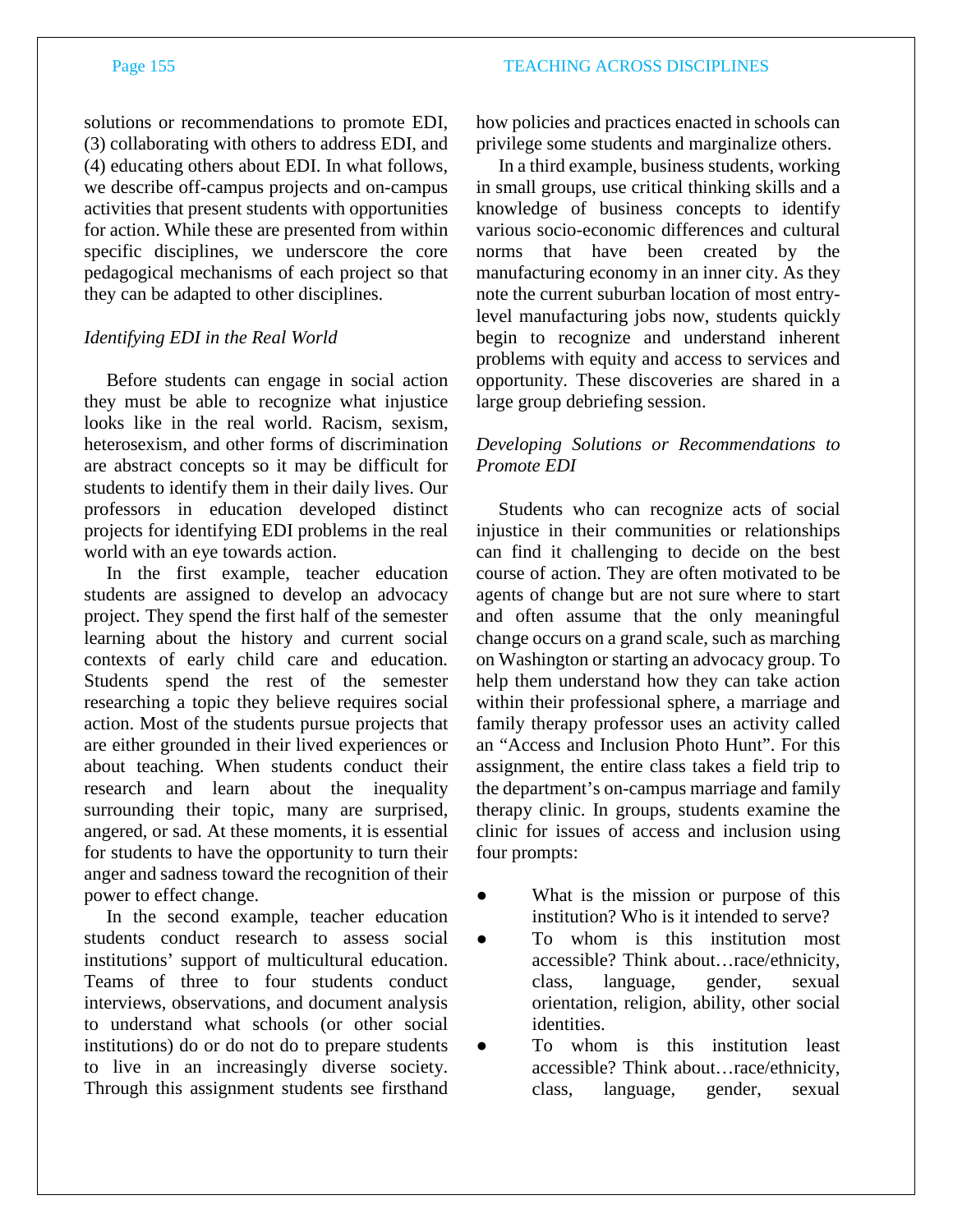solutions or recommendations to promote EDI, (3) collaborating with others to address EDI, and (4) educating others about EDI. In what follows, we describe off-campus projects and on-campus activities that present students with opportunities for action. While these are presented from within specific disciplines, we underscore the core pedagogical mechanisms of each project so that they can be adapted to other disciplines.

*Identifying EDI in the Real World*

Before students can engage in social action they must be able to recognize what injustice looks like in the real world. Racism, sexism, heterosexism, and other forms of discrimination are abstract concepts so it may be difficult for students to identify them in their daily lives. Our professors in education developed distinct projects for identifying EDI problems in the real world with an eye towards action.

In the first example, teacher education students are assigned to develop an advocacy project. They spend the first half of the semester learning about the history and current social contexts of early child care and education. Students spend the rest of the semester researching a topic they believe requires social action. Most of the students pursue projects that are either grounded in their lived experiences or about teaching. When students conduct their research and learn about the inequality surrounding their topic, many are surprised, angered, or sad. At these moments, it is essential for students to have the opportunity to turn their anger and sadness toward the recognition of their power to effect change.

In the second example, teacher education students conduct research to assess social institutions' support of multicultural education. Teams of three to four students conduct interviews, observations, and document analysis to understand what schools (or other social institutions) do or do not do to prepare students to live in an increasingly diverse society. Through this assignment students see firsthand how policies and practices enacted in schools can privilege some students and marginalize others.

In a third example, business students, working in small groups, use critical thinking skills and a knowledge of business concepts to identify various socio-economic differences and cultural norms that have been created by the manufacturing economy in an inner city. As they note the current suburban location of most entry-level manufacturing jobs now, students quickly begin to recognize and understand inherent problems with equity and access to services and opportunity. These discoveries are shared in a large group debriefing session.

*Developing Solutions or Recommendations to Promote EDI*

Students who can recognize acts of social injustice in their communities or relationships can find it challenging to decide on the best course of action. They are often motivated to be agents of change but are not sure where to start and often assume that the only meaningful change occurs on a grand scale, such as marching on Washington or starting an advocacy group. To help them understand how they can take action within their professional sphere, a marriage and family therapy professor uses an activity called an "Access and Inclusion Photo Hunt". For this assignment, the entire class takes a field trip to the department's on-campus marriage and family therapy clinic. In groups, students examine the clinic for issues of access and inclusion using four prompts:

- What is the mission or purpose of this institution? Who is it intended to serve?
- To whom is this institution most accessible? Think about…race/ethnicity, class, language, gender, sexual orientation, religion, ability, other social identities.
- To whom is this institution least accessible? Think about…race/ethnicity, class, language, gender, sexual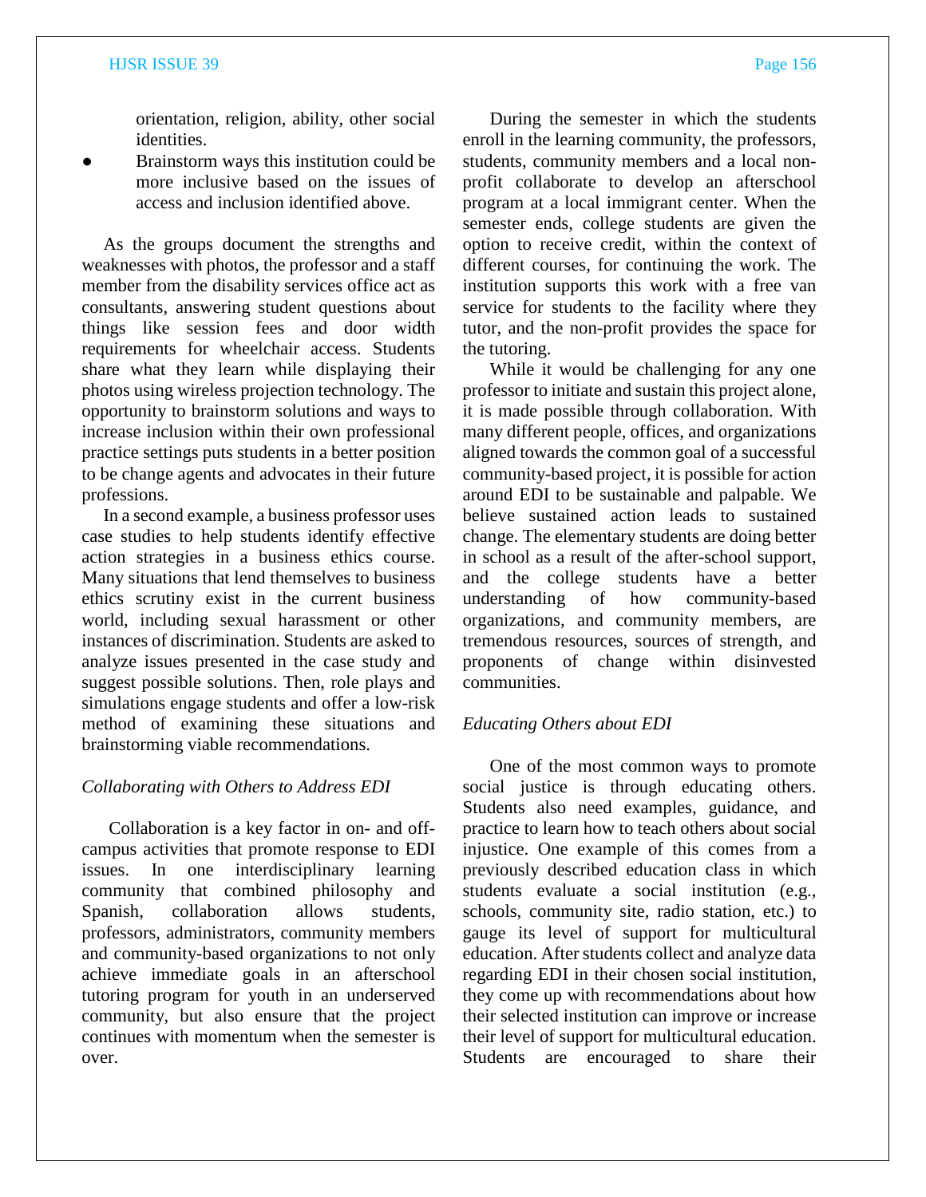orientation, religion, ability, other social identities.

- Brainstorm ways this institution could be more inclusive based on the issues of access and inclusion identified above.

As the groups document the strengths and weaknesses with photos, the professor and a staff member from the disability services office act as consultants, answering student questions about things like session fees and door width requirements for wheelchair access. Students share what they learn while displaying their photos using wireless projection technology. The opportunity to brainstorm solutions and ways to increase inclusion within their own professional practice settings puts students in a better position to be change agents and advocates in their future professions.

In a second example, a business professor uses case studies to help students identify effective action strategies in a business ethics course. Many situations that lend themselves to business ethics scrutiny exist in the current business world, including sexual harassment or other instances of discrimination. Students are asked to analyze issues presented in the case study and suggest possible solutions. Then, role plays and simulations engage students and offer a low-risk method of examining these situations and brainstorming viable recommendations.

*Collaborating with Others to Address EDI*

Collaboration is a key factor in on- and off-campus activities that promote response to EDI issues. In one interdisciplinary learning community that combined philosophy and Spanish, collaboration allows students, professors, administrators, community members and community-based organizations to not only achieve immediate goals in an afterschool tutoring program for youth in an underserved community, but also ensure that the project continues with momentum when the semester is over.

During the semester in which the students enroll in the learning community, the professors, students, community members and a local non-profit collaborate to develop an afterschool program at a local immigrant center. When the semester ends, college students are given the option to receive credit, within the context of different courses, for continuing the work. The institution supports this work with a free van service for students to the facility where they tutor, and the non-profit provides the space for the tutoring.

While it would be challenging for any one professor to initiate and sustain this project alone, it is made possible through collaboration. With many different people, offices, and organizations aligned towards the common goal of a successful community-based project, it is possible for action around EDI to be sustainable and palpable. We believe sustained action leads to sustained change. The elementary students are doing better in school as a result of the after-school support, and the college students have a better understanding of how community-based organizations, and community members, are tremendous resources, sources of strength, and proponents of change within disinvested communities.

*Educating Others about EDI*

One of the most common ways to promote social justice is through educating others. Students also need examples, guidance, and practice to learn how to teach others about social injustice. One example of this comes from a previously described education class in which students evaluate a social institution (e.g., schools, community site, radio station, etc.) to gauge its level of support for multicultural education. After students collect and analyze data regarding EDI in their chosen social institution, they come up with recommendations about how their selected institution can improve or increase their level of support for multicultural education. Students are encouraged to share their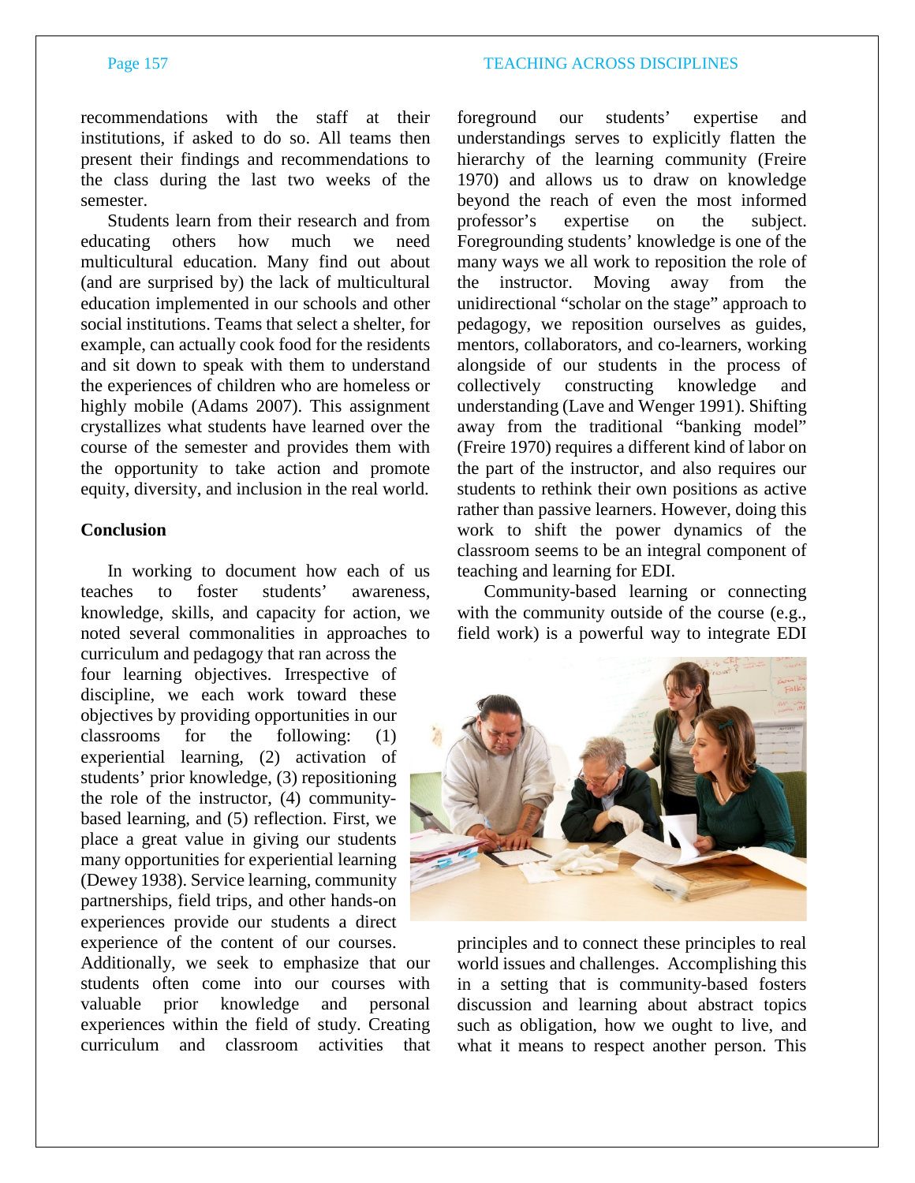recommendations with the staff at their institutions, if asked to do so. All teams then present their findings and recommendations to the class during the last two weeks of the semester.

Students learn from their research and from educating others how much we need multicultural education. Many find out about (and are surprised by) the lack of multicultural education implemented in our schools and other social institutions. Teams that select a shelter, for example, can actually cook food for the residents and sit down to speak with them to understand the experiences of children who are homeless or highly mobile (Adams 2007). This assignment crystallizes what students have learned over the course of the semester and provides them with the opportunity to take action and promote equity, diversity, and inclusion in the real world.

**Conclusion**

In working to document how each of us teaches to foster students' awareness, knowledge, skills, and capacity for action, we noted several commonalities in approaches to curriculum and pedagogy that ran across the four learning objectives. Irrespective of discipline, we each work toward these objectives by providing opportunities in our classrooms for the following: (1) experiential learning, (2) activation of students' prior knowledge, (3) repositioning the role of the instructor, (4) community-based learning, and (5) reflection. First, we place a great value in giving our students many opportunities for experiential learning (Dewey 1938). Service learning, community partnerships, field trips, and other hands-on experiences provide our students a direct experience of the content of our courses. Additionally, we seek to emphasize that our students often come into our courses with valuable prior knowledge and personal experiences within the field of study. Creating curriculum and classroom activities that foreground our students' expertise and understandings serves to explicitly flatten the hierarchy of the learning community (Freire 1970) and allows us to draw on knowledge beyond the reach of even the most informed professor's expertise on the subject. Foregrounding students' knowledge is one of the many ways we all work to reposition the role of the instructor. Moving away from the unidirectional "scholar on the stage" approach to pedagogy, we reposition ourselves as guides, mentors, collaborators, and co-learners, working alongside of our students in the process of collectively constructing knowledge and understanding (Lave and Wenger 1991). Shifting away from the traditional "banking model" (Freire 1970) requires a different kind of labor on the part of the instructor, and also requires our students to rethink their own positions as active rather than passive learners. However, doing this work to shift the power dynamics of the classroom seems to be an integral component of teaching and learning for EDI.

Community-based learning or connecting with the community outside of the course (e.g., field work) is a powerful way to integrate EDI principles and to connect these principles to real world issues and challenges. Accomplishing this in a setting that is community-based fosters discussion and learning about abstract topics such as obligation, how we ought to live, and what it means to respect another person. This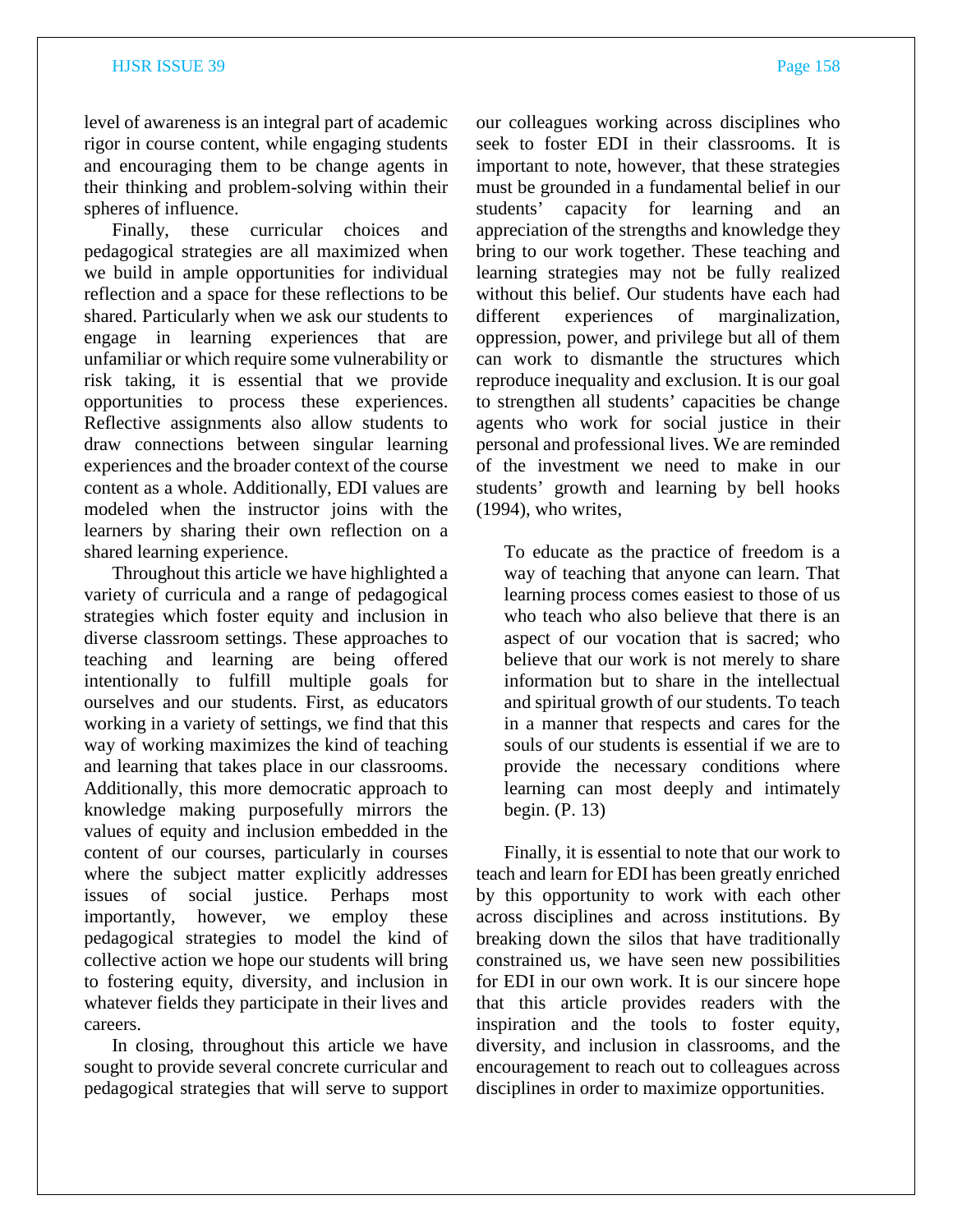level of awareness is an integral part of academic rigor in course content, while engaging students and encouraging them to be change agents in their thinking and problem-solving within their spheres of influence.

Finally, these curricular choices and pedagogical strategies are all maximized when we build in ample opportunities for individual reflection and a space for these reflections to be shared. Particularly when we ask our students to engage in learning experiences that are unfamiliar or which require some vulnerability or risk taking, it is essential that we provide opportunities to process these experiences. Reflective assignments also allow students to draw connections between singular learning experiences and the broader context of the course content as a whole. Additionally, EDI values are modeled when the instructor joins with the learners by sharing their own reflection on a shared learning experience.

Throughout this article we have highlighted a variety of curricula and a range of pedagogical strategies which foster equity and inclusion in diverse classroom settings. These approaches to teaching and learning are being offered intentionally to fulfill multiple goals for ourselves and our students. First, as educators working in a variety of settings, we find that this way of working maximizes the kind of teaching and learning that takes place in our classrooms. Additionally, this more democratic approach to knowledge making purposefully mirrors the values of equity and inclusion embedded in the content of our courses, particularly in courses where the subject matter explicitly addresses issues of social justice. Perhaps most importantly, however, we employ these pedagogical strategies to model the kind of collective action we hope our students will bring to fostering equity, diversity, and inclusion in whatever fields they participate in their lives and careers.

In closing, throughout this article we have sought to provide several concrete curricular and pedagogical strategies that will serve to support our colleagues working across disciplines who seek to foster EDI in their classrooms. It is important to note, however, that these strategies must be grounded in a fundamental belief in our students' capacity for learning and an appreciation of the strengths and knowledge they bring to our work together. These teaching and learning strategies may not be fully realized without this belief. Our students have each had different experiences of marginalization, oppression, power, and privilege but all of them can work to dismantle the structures which reproduce inequality and exclusion. It is our goal to strengthen all students' capacities be change agents who work for social justice in their personal and professional lives. We are reminded of the investment we need to make in our students' growth and learning by bell hooks (1994), who writes,

> To educate as the practice of freedom is a way of teaching that anyone can learn. That learning process comes easiest to those of us who teach who also believe that there is an aspect of our vocation that is sacred; who believe that our work is not merely to share information but to share in the intellectual and spiritual growth of our students. To teach in a manner that respects and cares for the souls of our students is essential if we are to provide the necessary conditions where learning can most deeply and intimately begin. (P. 13)

Finally, it is essential to note that our work to teach and learn for EDI has been greatly enriched by this opportunity to work with each other across disciplines and across institutions. By breaking down the silos that have traditionally constrained us, we have seen new possibilities for EDI in our own work. It is our sincere hope that this article provides readers with the inspiration and the tools to foster equity, diversity, and inclusion in classrooms, and the encouragement to reach out to colleagues across disciplines in order to maximize opportunities.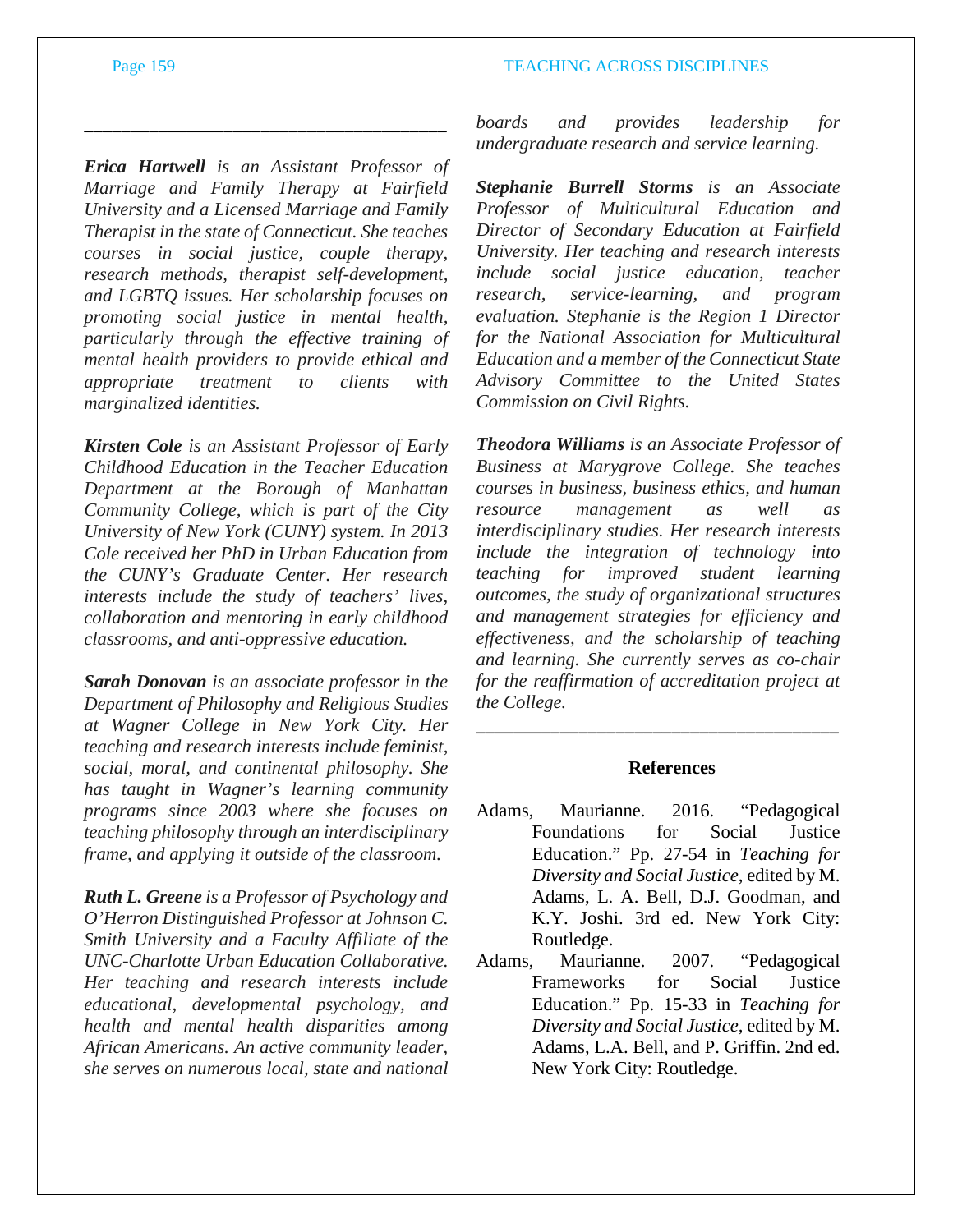---

***Erica Hartwell*** *is an Assistant Professor of Marriage and Family Therapy at Fairfield University and a Licensed Marriage and Family Therapist in the state of Connecticut. She teaches courses in social justice, couple therapy, research methods, therapist self-development, and LGBTQ issues. Her scholarship focuses on promoting social justice in mental health, particularly through the effective training of mental health providers to provide ethical and appropriate treatment to clients with marginalized identities.*

***Kirsten Cole*** *is an Assistant Professor of Early Childhood Education in the Teacher Education Department at the Borough of Manhattan Community College, which is part of the City University of New York (CUNY) system. In 2013 Cole received her PhD in Urban Education from the CUNY's Graduate Center. Her research interests include the study of teachers' lives, collaboration and mentoring in early childhood classrooms, and anti-oppressive education.*

***Sarah Donovan*** *is an associate professor in the Department of Philosophy and Religious Studies at Wagner College in New York City. Her teaching and research interests include feminist, social, moral, and continental philosophy. She has taught in Wagner's learning community programs since 2003 where she focuses on teaching philosophy through an interdisciplinary frame, and applying it outside of the classroom.*

***Ruth L. Greene*** *is a Professor of Psychology and O'Herron Distinguished Professor at Johnson C. Smith University and a Faculty Affiliate of the UNC-Charlotte Urban Education Collaborative. Her teaching and research interests include educational, developmental psychology, and health and mental health disparities among African Americans. An active community leader, she serves on numerous local, state and national boards and provides leadership for undergraduate research and service learning.*

***Stephanie Burrell Storms*** *is an Associate Professor of Multicultural Education and Director of Secondary Education at Fairfield University. Her teaching and research interests include social justice education, teacher research, service-learning, and program evaluation. Stephanie is the Region 1 Director for the National Association for Multicultural Education and a member of the Connecticut State Advisory Committee to the United States Commission on Civil Rights.*

***Theodora Williams*** *is an Associate Professor of Business at Marygrove College. She teaches courses in business, business ethics, and human resource management as well as interdisciplinary studies. Her research interests include the integration of technology into teaching for improved student learning outcomes, the study of organizational structures and management strategies for efficiency and effectiveness, and the scholarship of teaching and learning. She currently serves as co-chair for the reaffirmation of accreditation project at the College.*

---

## References

Adams, Maurianne. 2016. "Pedagogical Foundations for Social Justice Education." Pp. 27-54 in *Teaching for Diversity and Social Justice*, edited by M. Adams, L. A. Bell, D.J. Goodman, and K.Y. Joshi. 3rd ed. New York City: Routledge.

Adams, Maurianne. 2007. "Pedagogical Frameworks for Social Justice Education." Pp. 15-33 in *Teaching for Diversity and Social Justice*, edited by M. Adams, L.A. Bell, and P. Griffin. 2nd ed. New York City: Routledge.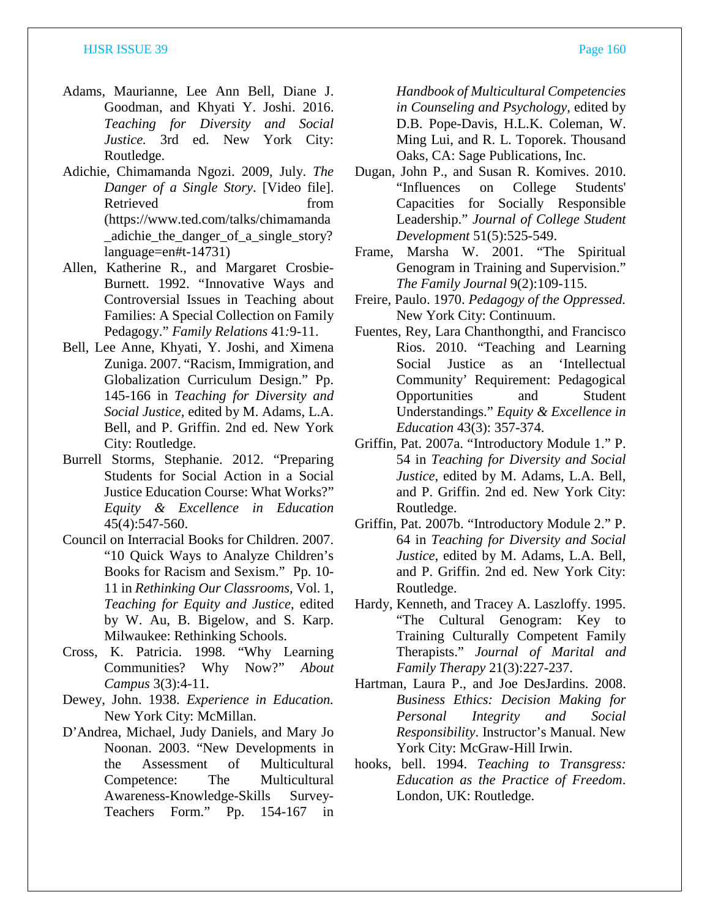Adams, Maurianne, Lee Ann Bell, Diane J. Goodman, and Khyati Y. Joshi. 2016. *Teaching for Diversity and Social Justice.* 3rd ed. New York City: Routledge.

Adichie, Chimamanda Ngozi. 2009, July. *The Danger of a Single Story*. [Video file]. Retrieved from (https://www.ted.com/talks/chimamanda_adichie_the_danger_of_a_single_story?language=en#t-14731)

Allen, Katherine R., and Margaret Crosbie-Burnett. 1992. "Innovative Ways and Controversial Issues in Teaching about Families: A Special Collection on Family Pedagogy." *Family Relations* 41:9-11.

Bell, Lee Anne, Khyati, Y. Joshi, and Ximena Zuniga. 2007. "Racism, Immigration, and Globalization Curriculum Design." Pp. 145-166 in *Teaching for Diversity and Social Justice*, edited by M. Adams, L.A. Bell, and P. Griffin. 2nd ed. New York City: Routledge.

Burrell Storms, Stephanie. 2012. "Preparing Students for Social Action in a Social Justice Education Course: What Works?" *Equity & Excellence in Education* 45(4):547-560.

Council on Interracial Books for Children. 2007. "10 Quick Ways to Analyze Children's Books for Racism and Sexism." Pp. 10-11 in *Rethinking Our Classrooms*, Vol. 1, *Teaching for Equity and Justice*, edited by W. Au, B. Bigelow, and S. Karp. Milwaukee: Rethinking Schools.

Cross, K. Patricia. 1998. "Why Learning Communities? Why Now?" *About Campus* 3(3):4-11.

Dewey, John. 1938. *Experience in Education.* New York City: McMillan.

D'Andrea, Michael, Judy Daniels, and Mary Jo Noonan. 2003. "New Developments in the Assessment of Multicultural Competence: The Multicultural Awareness-Knowledge-Skills Survey-Teachers Form." Pp. 154-167 in *Handbook of Multicultural Competencies in Counseling and Psychology*, edited by D.B. Pope-Davis, H.L.K. Coleman, W. Ming Lui, and R. L. Toporek. Thousand Oaks, CA: Sage Publications, Inc.

Dugan, John P., and Susan R. Komives. 2010. "Influences on College Students' Capacities for Socially Responsible Leadership." *Journal of College Student Development* 51(5):525-549.

Frame, Marsha W. 2001. "The Spiritual Genogram in Training and Supervision." *The Family Journal* 9(2):109-115.

Freire, Paulo. 1970. *Pedagogy of the Oppressed.* New York City: Continuum.

Fuentes, Rey, Lara Chanthongthi, and Francisco Rios. 2010. "Teaching Social Justice as an 'Intellectual Community' Requirement: Pedagogical Opportunities and Student Understandings." *Equity & Excellence in Education* 43(3): 357-374.

Griffin, Pat. 2007a. "Introductory Module 1." P. 54 in *Teaching for Diversity and Social Justice*, edited by M. Adams, L.A. Bell, and P. Griffin. 2nd ed. New York City: Routledge.

Griffin, Pat. 2007b. "Introductory Module 2." P. 64 in *Teaching for Diversity and Social Justice*, edited by M. Adams, L.A. Bell, and P. Griffin. 2nd ed. New York City: Routledge.

Hardy, Kenneth, and Tracey A. Laszloffy. 1995. "The Cultural Genogram: Key to Training Culturally Competent Family Therapists." *Journal of Marital and Family Therapy* 21(3):227-237.

Hartman, Laura P., and Joe DesJardins. 2008. *Business Ethics: Decision Making for Personal Integrity and Social Responsibility*. Instructor's Manual. New York City: McGraw-Hill Irwin.

hooks, bell. 1994. *Teaching to Transgress: Education as the Practice of Freedom*. London, UK: Routledge.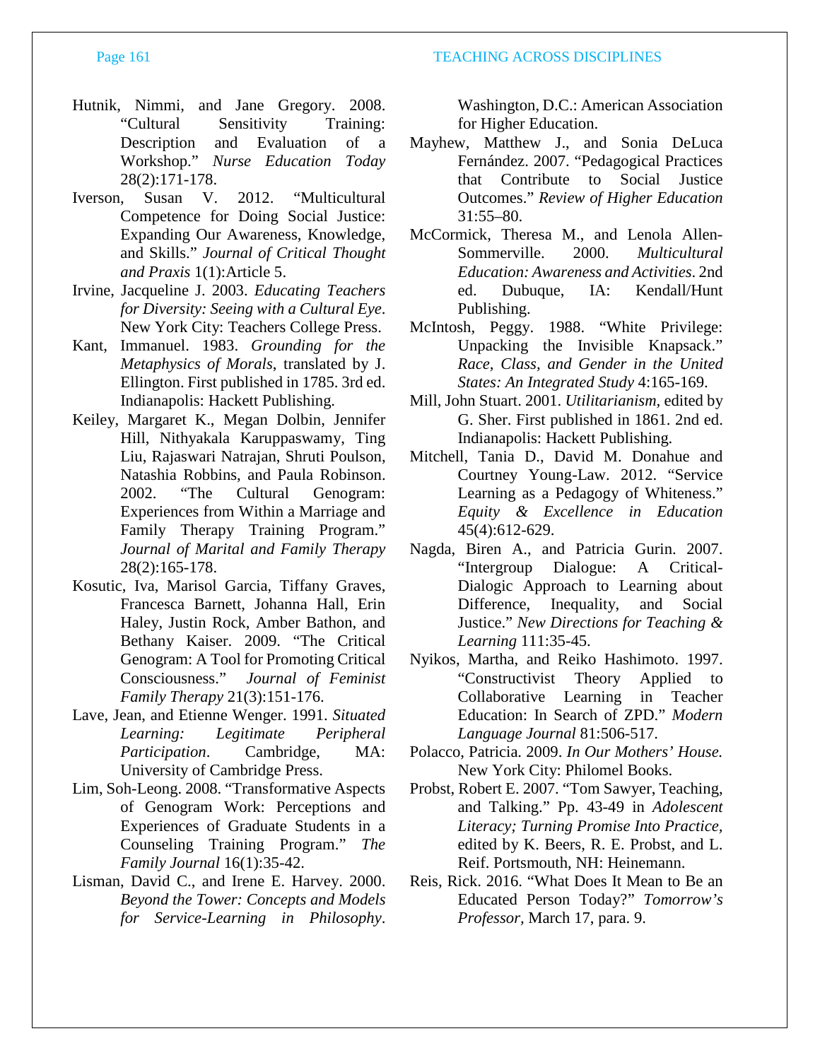Hutnik, Nimmi, and Jane Gregory. 2008. "Cultural Sensitivity Training: Description and Evaluation of a Workshop." *Nurse Education Today* 28(2):171-178.

Iverson, Susan V. 2012. "Multicultural Competence for Doing Social Justice: Expanding Our Awareness, Knowledge, and Skills." *Journal of Critical Thought and Praxis* 1(1):Article 5.

Irvine, Jacqueline J. 2003. *Educating Teachers for Diversity: Seeing with a Cultural Eye*. New York City: Teachers College Press.

Kant, Immanuel. 1983. *Grounding for the Metaphysics of Morals*, translated by J. Ellington. First published in 1785. 3rd ed. Indianapolis: Hackett Publishing.

Keiley, Margaret K., Megan Dolbin, Jennifer Hill, Nithyakala Karuppaswamy, Ting Liu, Rajaswari Natrajan, Shruti Poulson, Natashia Robbins, and Paula Robinson. 2002. "The Cultural Genogram: Experiences from Within a Marriage and Family Therapy Training Program." *Journal of Marital and Family Therapy* 28(2):165-178.

Kosutic, Iva, Marisol Garcia, Tiffany Graves, Francesca Barnett, Johanna Hall, Erin Haley, Justin Rock, Amber Bathon, and Bethany Kaiser. 2009. "The Critical Genogram: A Tool for Promoting Critical Consciousness." *Journal of Feminist Family Therapy* 21(3):151-176.

Lave, Jean, and Etienne Wenger. 1991. *Situated Learning: Legitimate Peripheral Participation*. Cambridge, MA: University of Cambridge Press.

Lim, Soh-Leong. 2008. "Transformative Aspects of Genogram Work: Perceptions and Experiences of Graduate Students in a Counseling Training Program." *The Family Journal* 16(1):35-42.

Lisman, David C., and Irene E. Harvey. 2000. *Beyond the Tower: Concepts and Models for Service-Learning in Philosophy*. Washington, D.C.: American Association for Higher Education.

Mayhew, Matthew J., and Sonia DeLuca Fernández. 2007. "Pedagogical Practices that Contribute to Social Justice Outcomes." *Review of Higher Education* 31:55–80.

McCormick, Theresa M., and Lenola Allen-Sommerville. 2000. *Multicultural Education: Awareness and Activities*. 2nd ed. Dubuque, IA: Kendall/Hunt Publishing.

McIntosh, Peggy. 1988. "White Privilege: Unpacking the Invisible Knapsack." *Race, Class, and Gender in the United States: An Integrated Study* 4:165-169.

Mill, John Stuart. 2001. *Utilitarianism*, edited by G. Sher. First published in 1861. 2nd ed. Indianapolis: Hackett Publishing.

Mitchell, Tania D., David M. Donahue and Courtney Young-Law. 2012. "Service Learning as a Pedagogy of Whiteness." *Equity & Excellence in Education* 45(4):612-629.

Nagda, Biren A., and Patricia Gurin. 2007. "Intergroup Dialogue: A Critical-Dialogic Approach to Learning about Difference, Inequality, and Social Justice." *New Directions for Teaching & Learning* 111:35-45.

Nyikos, Martha, and Reiko Hashimoto. 1997. "Constructivist Theory Applied to Collaborative Learning in Teacher Education: In Search of ZPD." *Modern Language Journal* 81:506-517.

Polacco, Patricia. 2009. *In Our Mothers' House.* New York City: Philomel Books.

Probst, Robert E. 2007. "Tom Sawyer, Teaching, and Talking." Pp. 43-49 in *Adolescent Literacy; Turning Promise Into Practice*, edited by K. Beers, R. E. Probst, and L. Reif. Portsmouth, NH: Heinemann.

Reis, Rick. 2016. "What Does It Mean to Be an Educated Person Today?" *Tomorrow's Professor*, March 17, para. 9.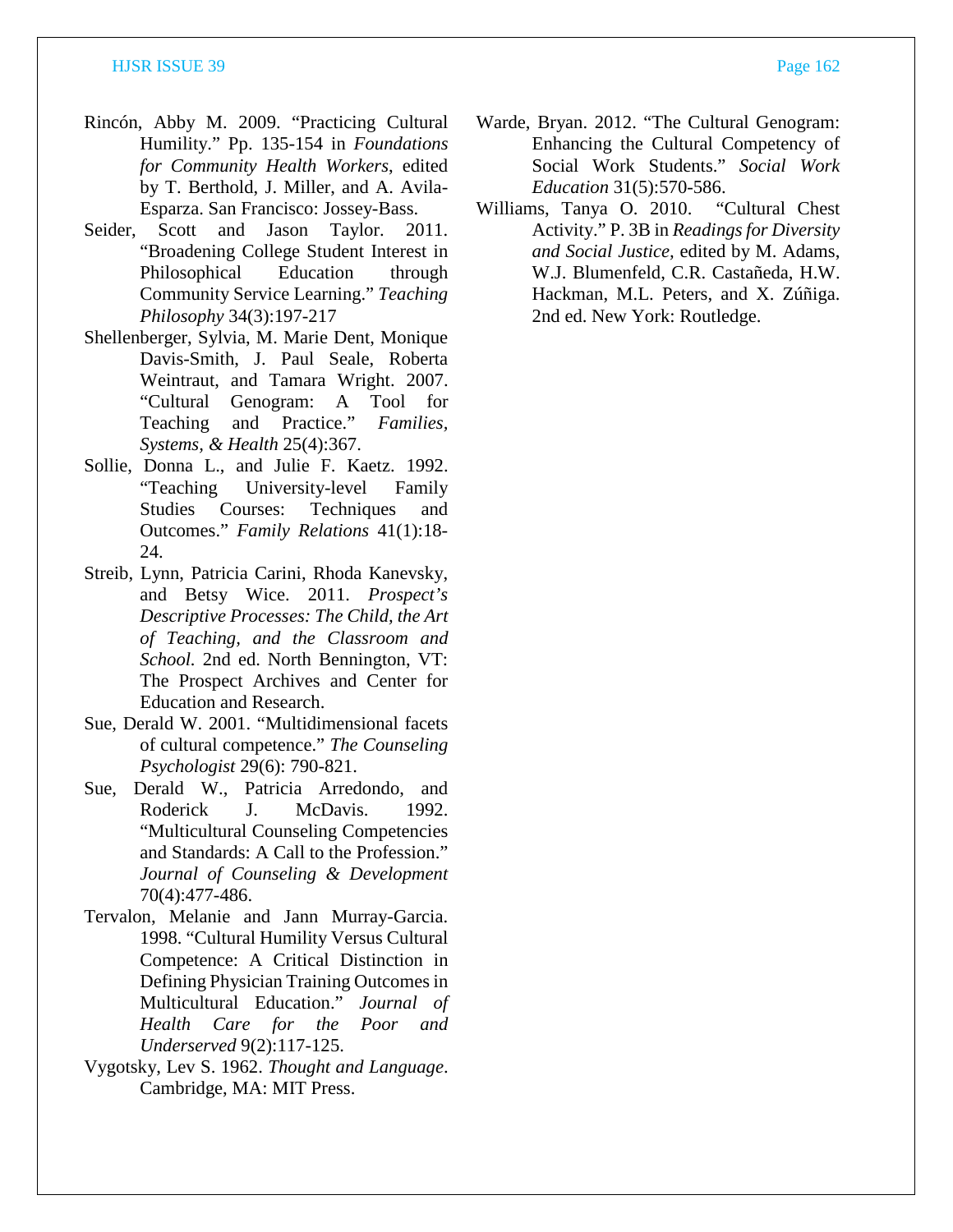Rincón, Abby M. 2009. "Practicing Cultural Humility." Pp. 135-154 in *Foundations for Community Health Workers*, edited by T. Berthold, J. Miller, and A. Avila-Esparza. San Francisco: Jossey-Bass.

Seider, Scott and Jason Taylor. 2011. "Broadening College Student Interest in Philosophical Education through Community Service Learning." *Teaching Philosophy* 34(3):197-217

Shellenberger, Sylvia, M. Marie Dent, Monique Davis-Smith, J. Paul Seale, Roberta Weintraut, and Tamara Wright. 2007. "Cultural Genogram: A Tool for Teaching and Practice." *Families, Systems, & Health* 25(4):367.

Sollie, Donna L., and Julie F. Kaetz. 1992. "Teaching University-level Family Studies Courses: Techniques and Outcomes." *Family Relations* 41(1):18-24.

Streib, Lynn, Patricia Carini, Rhoda Kanevsky, and Betsy Wice. 2011. *Prospect's Descriptive Processes: The Child, the Art of Teaching, and the Classroom and School.* 2nd ed. North Bennington, VT: The Prospect Archives and Center for Education and Research.

Sue, Derald W. 2001. "Multidimensional facets of cultural competence." *The Counseling Psychologist* 29(6): 790-821.

Sue, Derald W., Patricia Arredondo, and Roderick J. McDavis. 1992. "Multicultural Counseling Competencies and Standards: A Call to the Profession." *Journal of Counseling & Development* 70(4):477-486.

Tervalon, Melanie and Jann Murray-Garcia. 1998. "Cultural Humility Versus Cultural Competence: A Critical Distinction in Defining Physician Training Outcomes in Multicultural Education." *Journal of Health Care for the Poor and Underserved* 9(2):117-125.

Vygotsky, Lev S. 1962. *Thought and Language*. Cambridge, MA: MIT Press.

Warde, Bryan. 2012. "The Cultural Genogram: Enhancing the Cultural Competency of Social Work Students." *Social Work Education* 31(5):570-586.

Williams, Tanya O. 2010. "Cultural Chest Activity." P. 3B in *Readings for Diversity and Social Justice*, edited by M. Adams, W.J. Blumenfeld, C.R. Castañeda, H.W. Hackman, M.L. Peters, and X. Zúñiga. 2nd ed. New York: Routledge.